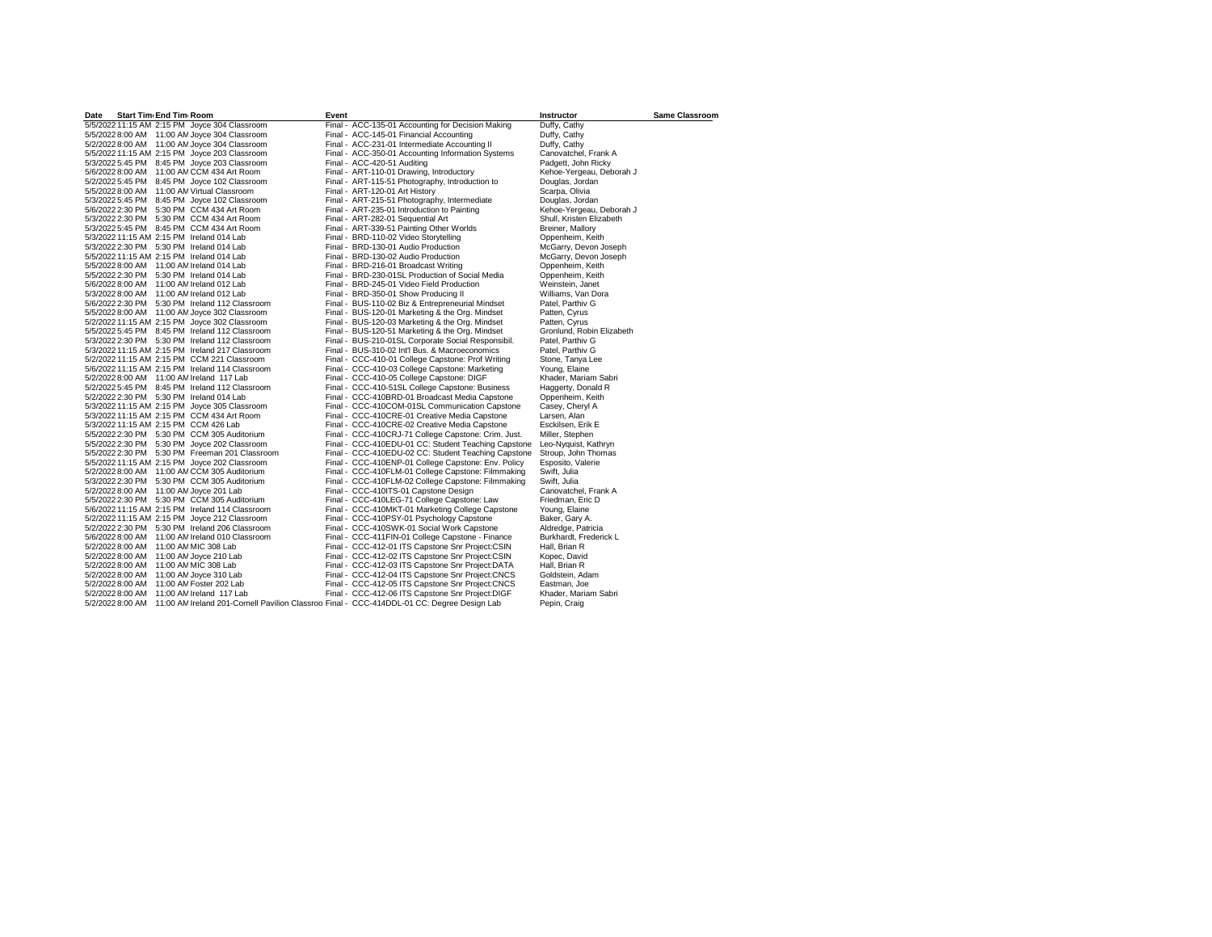| Date | Start Time | End Time | Room | Event | Instructor | Same Classroom |
|---|---|---|---|---|---|---|
| 5/5/2022 | 11:15 AM | 2:15 PM | Joyce 304 Classroom | Final - ACC-135-01 Accounting for Decision Making | Duffy, Cathy | |
| 5/5/2022 | 8:00 AM | 11:00 AM | Joyce 304 Classroom | Final - ACC-145-01 Financial Accounting | Duffy, Cathy | |
| 5/2/2022 | 8:00 AM | 11:00 AM | Joyce 304 Classroom | Final - ACC-231-01 Intermediate Accounting II | Duffy, Cathy | |
| 5/5/2022 | 11:15 AM | 2:15 PM | Joyce 203 Classroom | Final - ACC-350-01 Accounting Information Systems | Canovatchel, Frank A | |
| 5/3/2022 | 5:45 PM | 8:45 PM | Joyce 203 Classroom | Final - ACC-420-51 Auditing | Padgett, John Ricky | |
| 5/6/2022 | 8:00 AM | 11:00 AM | CCM 434 Art Room | Final - ART-110-01 Drawing, Introductory | Kehoe-Yergeau, Deborah J | |
| 5/2/2022 | 5:45 PM | 8:45 PM | Joyce 102 Classroom | Final - ART-115-51 Photography, Introduction to | Douglas, Jordan | |
| 5/5/2022 | 8:00 AM | 11:00 AM | Virtual Classroom | Final - ART-120-01 Art History | Scarpa, Olivia | |
| 5/3/2022 | 5:45 PM | 8:45 PM | Joyce 102 Classroom | Final - ART-215-51 Photography, Intermediate | Douglas, Jordan | |
| 5/6/2022 | 2:30 PM | 5:30 PM | CCM 434 Art Room | Final - ART-235-01 Introduction to Painting | Kehoe-Yergeau, Deborah J | |
| 5/3/2022 | 2:30 PM | 5:30 PM | CCM 434 Art Room | Final - ART-282-01 Sequential Art | Shull, Kristen Elizabeth | |
| 5/3/2022 | 5:45 PM | 8:45 PM | CCM 434 Art Room | Final - ART-339-51 Painting Other Worlds | Breiner, Mallory | |
| 5/3/2022 | 11:15 AM | 2:15 PM | Ireland 014 Lab | Final - BRD-110-02 Video Storytelling | Oppenheim, Keith | |
| 5/3/2022 | 2:30 PM | 5:30 PM | Ireland 014 Lab | Final - BRD-130-01 Audio Production | McGarry, Devon Joseph | |
| 5/5/2022 | 11:15 AM | 2:15 PM | Ireland 014 Lab | Final - BRD-130-02 Audio Production | McGarry, Devon Joseph | |
| 5/5/2022 | 8:00 AM | 11:00 AM | Ireland 014 Lab | Final - BRD-216-01 Broadcast Writing | Oppenheim, Keith | |
| 5/5/2022 | 2:30 PM | 5:30 PM | Ireland 014 Lab | Final - BRD-230-01SL Production of Social Media | Oppenheim, Keith | |
| 5/6/2022 | 8:00 AM | 11:00 AM | Ireland 012 Lab | Final - BRD-245-01 Video Field Production | Weinstein, Janet | |
| 5/3/2022 | 8:00 AM | 11:00 AM | Ireland 012 Lab | Final - BRD-350-01 Show Producing II | Williams, Van Dora | |
| 5/6/2022 | 2:30 PM | 5:30 PM | Ireland 112 Classroom | Final - BUS-110-02 Biz & Entrepreneurial Mindset | Patel, Parthiv G | |
| 5/5/2022 | 8:00 AM | 11:00 AM | Joyce 302 Classroom | Final - BUS-120-01 Marketing & the Org. Mindset | Patten, Cyrus | |
| 5/2/2022 | 11:15 AM | 2:15 PM | Joyce 302 Classroom | Final - BUS-120-03 Marketing & the Org. Mindset | Patten, Cyrus | |
| 5/5/2022 | 5:45 PM | 8:45 PM | Ireland 112 Classroom | Final - BUS-120-51 Marketing & the Org. Mindset | Gronlund, Robin Elizabeth | |
| 5/3/2022 | 2:30 PM | 5:30 PM | Ireland 112 Classroom | Final - BUS-210-01SL Corporate Social Responsibil. | Patel, Parthiv G | |
| 5/3/2022 | 11:15 AM | 2:15 PM | Ireland 217 Classroom | Final - BUS-310-02 Int'l Bus. & Macroeconomics | Patel, Parthiv G | |
| 5/2/2022 | 11:15 AM | 2:15 PM | CCM 221 Classroom | Final - CCC-410-01 College Capstone: Prof Writing | Stone, Tanya Lee | |
| 5/6/2022 | 11:15 AM | 2:15 PM | Ireland 114 Classroom | Final - CCC-410-03 College Capstone: Marketing | Young, Elaine | |
| 5/2/2022 | 8:00 AM | 11:00 AM | Ireland 117 Lab | Final - CCC-410-05 College Capstone: DIGF | Khader, Mariam Sabri | |
| 5/2/2022 | 5:45 PM | 8:45 PM | Ireland 112 Classroom | Final - CCC-410-51SL College Capstone: Business | Haggerty, Donald R | |
| 5/2/2022 | 2:30 PM | 5:30 PM | Ireland 014 Lab | Final - CCC-410BRD-01 Broadcast Media Capstone | Oppenheim, Keith | |
| 5/3/2022 | 11:15 AM | 2:15 PM | Joyce 305 Classroom | Final - CCC-410COM-01SL Communication Capstone | Casey, Cheryl A | |
| 5/3/2022 | 11:15 AM | 2:15 PM | CCM 434 Art Room | Final - CCC-410CRE-01 Creative Media Capstone | Larsen, Alan | |
| 5/3/2022 | 11:15 AM | 2:15 PM | CCM 426 Lab | Final - CCC-410CRE-02 Creative Media Capstone | Esckilsen, Erik E | |
| 5/5/2022 | 2:30 PM | 5:30 PM | CCM 305 Auditorium | Final - CCC-410CRJ-71 College Capstone: Crim. Just. | Miller, Stephen | |
| 5/5/2022 | 2:30 PM | 5:30 PM | Joyce 202 Classroom | Final - CCC-410EDU-01 CC: Student Teaching Capstone | Leo-Nyquist, Kathryn | |
| 5/5/2022 | 2:30 PM | 5:30 PM | Freeman 201 Classroom | Final - CCC-410EDU-02 CC: Student Teaching Capstone | Stroup, John Thomas | |
| 5/5/2022 | 11:15 AM | 2:15 PM | Joyce 202 Classroom | Final - CCC-410ENP-01 College Capstone: Env. Policy | Esposito, Valerie | |
| 5/2/2022 | 8:00 AM | 11:00 AM | CCM 305 Auditorium | Final - CCC-410FLM-01 College Capstone: Filmmaking | Swift, Julia | |
| 5/3/2022 | 2:30 PM | 5:30 PM | CCM 305 Auditorium | Final - CCC-410FLM-02 College Capstone: Filmmaking | Swift, Julia | |
| 5/2/2022 | 8:00 AM | 11:00 AM | Joyce 201 Lab | Final - CCC-410ITS-01 Capstone Design | Canovatchel, Frank A | |
| 5/5/2022 | 2:30 PM | 5:30 PM | CCM 305 Auditorium | Final - CCC-410LEG-71 College Capstone: Law | Friedman, Eric D | |
| 5/6/2022 | 11:15 AM | 2:15 PM | Ireland 114 Classroom | Final - CCC-410MKT-01 Marketing College Capstone | Young, Elaine | |
| 5/2/2022 | 11:15 AM | 2:15 PM | Joyce 212 Classroom | Final - CCC-410PSY-01 Psychology Capstone | Baker, Gary A. | |
| 5/2/2022 | 2:30 PM | 5:30 PM | Ireland 206 Classroom | Final - CCC-410SWK-01 Social Work Capstone | Aldredge, Patricia | |
| 5/6/2022 | 8:00 AM | 11:00 AM | Ireland 010 Classroom | Final - CCC-411FIN-01 College Capstone - Finance | Burkhardt, Frederick L | |
| 5/2/2022 | 8:00 AM | 11:00 AM | MIC 308 Lab | Final - CCC-412-01 ITS Capstone Snr Project:CSIN | Hall, Brian R | |
| 5/2/2022 | 8:00 AM | 11:00 AM | Joyce 210 Lab | Final - CCC-412-02 ITS Capstone Snr Project:CSIN | Kopec, David | |
| 5/2/2022 | 8:00 AM | 11:00 AM | MIC 308 Lab | Final - CCC-412-03 ITS Capstone Snr Project:DATA | Hall, Brian R | |
| 5/2/2022 | 8:00 AM | 11:00 AM | Joyce 310 Lab | Final - CCC-412-04 ITS Capstone Snr Project:CNCS | Goldstein, Adam | |
| 5/2/2022 | 8:00 AM | 11:00 AM | Foster 202 Lab | Final - CCC-412-05 ITS Capstone Snr Project:CNCS | Eastman, Joe | |
| 5/2/2022 | 8:00 AM | 11:00 AM | Ireland 117 Lab | Final - CCC-412-06 ITS Capstone Snr Project:DIGF | Khader, Mariam Sabri | |
| 5/2/2022 | 8:00 AM | 11:00 AM | Ireland 201-Cornell Pavilion Classroo | Final - CCC-414DDL-01 CC: Degree Design Lab | Pepin, Craig | |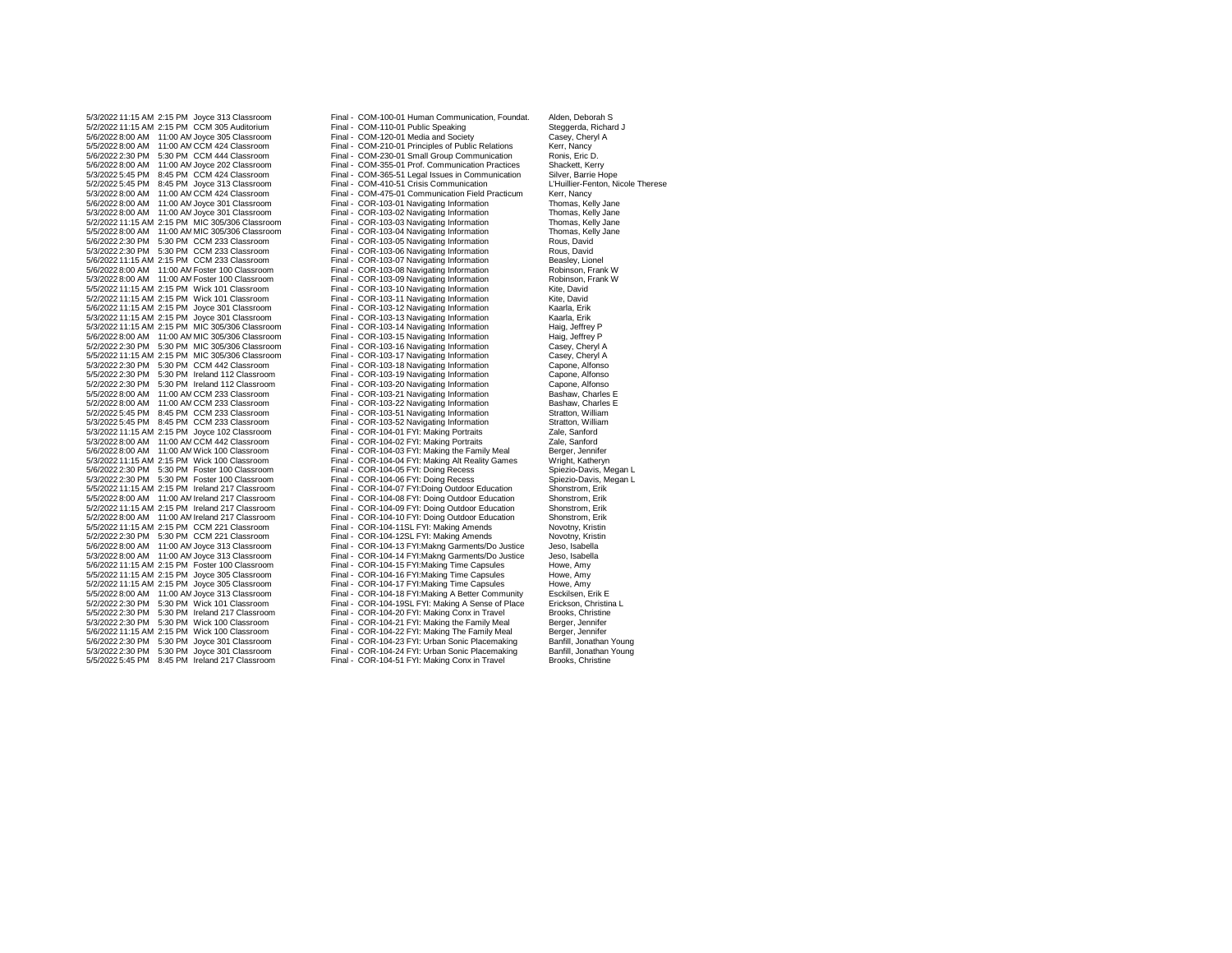| | | | | | |
|---|---|---|---|---|---|
| 5/3/2022 | 11:15 AM | 2:15 PM | Joyce 313 Classroom | Final - COM-100-01 Human Communication, Foundat. | Alden, Deborah S |
| 5/2/2022 | 11:15 AM | 2:15 PM | CCM 305 Auditorium | Final - COM-110-01 Public Speaking | Steggerda, Richard J |
| 5/6/2022 | 8:00 AM | 11:00 AM | Joyce 305 Classroom | Final - COM-120-01 Media and Society | Casey, Cheryl A |
| 5/5/2022 | 8:00 AM | 11:00 AM | CCM 424 Classroom | Final - COM-210-01 Principles of Public Relations | Kerr, Nancy |
| 5/6/2022 | 2:30 PM | 5:30 PM | CCM 444 Classroom | Final - COM-230-01 Small Group Communication | Ronis, Eric D. |
| 5/6/2022 | 8:00 AM | 11:00 AM | Joyce 202 Classroom | Final - COM-355-01 Prof. Communication Practices | Shackett, Kerry |
| 5/3/2022 | 5:45 PM | 8:45 PM | CCM 424 Classroom | Final - COM-365-51 Legal Issues in Communication | Silver, Barrie Hope |
| 5/2/2022 | 5:45 PM | 8:45 PM | Joyce 313 Classroom | Final - COM-410-51 Crisis Communication | L'Huillier-Fenton, Nicole Therese |
| 5/3/2022 | 8:00 AM | 11:00 AM | CCM 424 Classroom | Final - COM-475-01 Communication Field Practicum | Kerr, Nancy |
| 5/6/2022 | 8:00 AM | 11:00 AM | Joyce 301 Classroom | Final - COR-103-01 Navigating Information | Thomas, Kelly Jane |
| 5/3/2022 | 8:00 AM | 11:00 AM | Joyce 301 Classroom | Final - COR-103-02 Navigating Information | Thomas, Kelly Jane |
| 5/2/2022 | 11:15 AM | 2:15 PM | MIC 305/306 Classroom | Final - COR-103-03 Navigating Information | Thomas, Kelly Jane |
| 5/5/2022 | 8:00 AM | 11:00 AM | MIC 305/306 Classroom | Final - COR-103-04 Navigating Information | Thomas, Kelly Jane |
| 5/6/2022 | 2:30 PM | 5:30 PM | CCM 233 Classroom | Final - COR-103-05 Navigating Information | Rous, David |
| 5/3/2022 | 2:30 PM | 5:30 PM | CCM 233 Classroom | Final - COR-103-06 Navigating Information | Rous, David |
| 5/6/2022 | 11:15 AM | 2:15 PM | CCM 233 Classroom | Final - COR-103-07 Navigating Information | Beasley, Lionel |
| 5/6/2022 | 8:00 AM | 11:00 AM | Foster 100 Classroom | Final - COR-103-08 Navigating Information | Robinson, Frank W |
| 5/3/2022 | 8:00 AM | 11:00 AM | Foster 100 Classroom | Final - COR-103-09 Navigating Information | Robinson, Frank W |
| 5/5/2022 | 11:15 AM | 2:15 PM | Wick 101 Classroom | Final - COR-103-10 Navigating Information | Kite, David |
| 5/2/2022 | 11:15 AM | 2:15 PM | Wick 101 Classroom | Final - COR-103-11 Navigating Information | Kite, David |
| 5/6/2022 | 11:15 AM | 2:15 PM | Joyce 301 Classroom | Final - COR-103-12 Navigating Information | Kaarla, Erik |
| 5/3/2022 | 11:15 AM | 2:15 PM | Joyce 301 Classroom | Final - COR-103-13 Navigating Information | Kaarla, Erik |
| 5/3/2022 | 11:15 AM | 2:15 PM | MIC 305/306 Classroom | Final - COR-103-14 Navigating Information | Haig, Jeffrey P |
| 5/6/2022 | 8:00 AM | 11:00 AM | MIC 305/306 Classroom | Final - COR-103-15 Navigating Information | Haig, Jeffrey P |
| 5/2/2022 | 2:30 PM | 5:30 PM | MIC 305/306 Classroom | Final - COR-103-16 Navigating Information | Casey, Cheryl A |
| 5/5/2022 | 11:15 AM | 2:15 PM | MIC 305/306 Classroom | Final - COR-103-17 Navigating Information | Casey, Cheryl A |
| 5/3/2022 | 2:30 PM | 5:30 PM | CCM 442 Classroom | Final - COR-103-18 Navigating Information | Capone, Alfonso |
| 5/5/2022 | 2:30 PM | 5:30 PM | Ireland 112 Classroom | Final - COR-103-19 Navigating Information | Capone, Alfonso |
| 5/2/2022 | 2:30 PM | 5:30 PM | Ireland 112 Classroom | Final - COR-103-20 Navigating Information | Capone, Alfonso |
| 5/5/2022 | 8:00 AM | 11:00 AM | CCM 233 Classroom | Final - COR-103-21 Navigating Information | Bashaw, Charles E |
| 5/2/2022 | 8:00 AM | 11:00 AM | CCM 233 Classroom | Final - COR-103-22 Navigating Information | Bashaw, Charles E |
| 5/2/2022 | 5:45 PM | 8:45 PM | CCM 233 Classroom | Final - COR-103-51 Navigating Information | Stratton, William |
| 5/3/2022 | 5:45 PM | 8:45 PM | CCM 233 Classroom | Final - COR-103-52 Navigating Information | Stratton, William |
| 5/3/2022 | 11:15 AM | 2:15 PM | Joyce 102 Classroom | Final - COR-104-01 FYI: Making Portraits | Zale, Sanford |
| 5/3/2022 | 8:00 AM | 11:00 AM | CCM 442 Classroom | Final - COR-104-02 FYI: Making Portraits | Zale, Sanford |
| 5/6/2022 | 8:00 AM | 11:00 AM | Wick 100 Classroom | Final - COR-104-03 FYI: Making the Family Meal | Berger, Jennifer |
| 5/3/2022 | 11:15 AM | 2:15 PM | Wick 100 Classroom | Final - COR-104-04 FYI: Making Alt Reality Games | Wright, Katheryn |
| 5/6/2022 | 2:30 PM | 5:30 PM | Foster 100 Classroom | Final - COR-104-05 FYI: Doing Recess | Spiezio-Davis, Megan L |
| 5/3/2022 | 2:30 PM | 5:30 PM | Foster 100 Classroom | Final - COR-104-06 FYI: Doing Recess | Spiezio-Davis, Megan L |
| 5/5/2022 | 11:15 AM | 2:15 PM | Ireland 217 Classroom | Final - COR-104-07 FYI:Doing Outdoor Education | Shonstrom, Erik |
| 5/5/2022 | 8:00 AM | 11:00 AM | Ireland 217 Classroom | Final - COR-104-08 FYI: Doing Outdoor Education | Shonstrom, Erik |
| 5/2/2022 | 11:15 AM | 2:15 PM | Ireland 217 Classroom | Final - COR-104-09 FYI: Doing Outdoor Education | Shonstrom, Erik |
| 5/2/2022 | 8:00 AM | 11:00 AM | Ireland 217 Classroom | Final - COR-104-10 FYI: Doing Outdoor Education | Shonstrom, Erik |
| 5/5/2022 | 11:15 AM | 2:15 PM | CCM 221 Classroom | Final - COR-104-11SL FYI: Making Amends | Novotny, Kristin |
| 5/2/2022 | 2:30 PM | 5:30 PM | CCM 221 Classroom | Final - COR-104-12SL FYI: Making Amends | Novotny, Kristin |
| 5/6/2022 | 8:00 AM | 11:00 AM | Joyce 313 Classroom | Final - COR-104-13 FYI:Makng Garments/Do Justice | Jeso, Isabella |
| 5/3/2022 | 8:00 AM | 11:00 AM | Joyce 313 Classroom | Final - COR-104-14 FYI:Makng Garments/Do Justice | Jeso, Isabella |
| 5/6/2022 | 11:15 AM | 2:15 PM | Foster 100 Classroom | Final - COR-104-15 FYI:Making Time Capsules | Howe, Amy |
| 5/5/2022 | 11:15 AM | 2:15 PM | Joyce 305 Classroom | Final - COR-104-16 FYI:Making Time Capsules | Howe, Amy |
| 5/2/2022 | 11:15 AM | 2:15 PM | Joyce 305 Classroom | Final - COR-104-17 FYI:Making Time Capsules | Howe, Amy |
| 5/5/2022 | 8:00 AM | 11:00 AM | Joyce 313 Classroom | Final - COR-104-18 FYI:Making A Better Community | Esckilsen, Erik E |
| 5/2/2022 | 2:30 PM | 5:30 PM | Wick 101 Classroom | Final - COR-104-19SL FYI: Making A Sense of Place | Erickson, Christina L |
| 5/5/2022 | 2:30 PM | 5:30 PM | Ireland 217 Classroom | Final - COR-104-20 FYI: Making Conx in Travel | Brooks, Christine |
| 5/3/2022 | 2:30 PM | 5:30 PM | Wick 100 Classroom | Final - COR-104-21 FYI: Making the Family Meal | Berger, Jennifer |
| 5/6/2022 | 11:15 AM | 2:15 PM | Wick 100 Classroom | Final - COR-104-22 FYI: Making The Family Meal | Berger, Jennifer |
| 5/6/2022 | 2:30 PM | 5:30 PM | Joyce 301 Classroom | Final - COR-104-23 FYI: Urban Sonic Placemaking | Banfill, Jonathan Young |
| 5/3/2022 | 2:30 PM | 5:30 PM | Joyce 301 Classroom | Final - COR-104-24 FYI: Urban Sonic Placemaking | Banfill, Jonathan Young |
| 5/5/2022 | 5:45 PM | 8:45 PM | Ireland 217 Classroom | Final - COR-104-51 FYI: Making Conx in Travel | Brooks, Christine |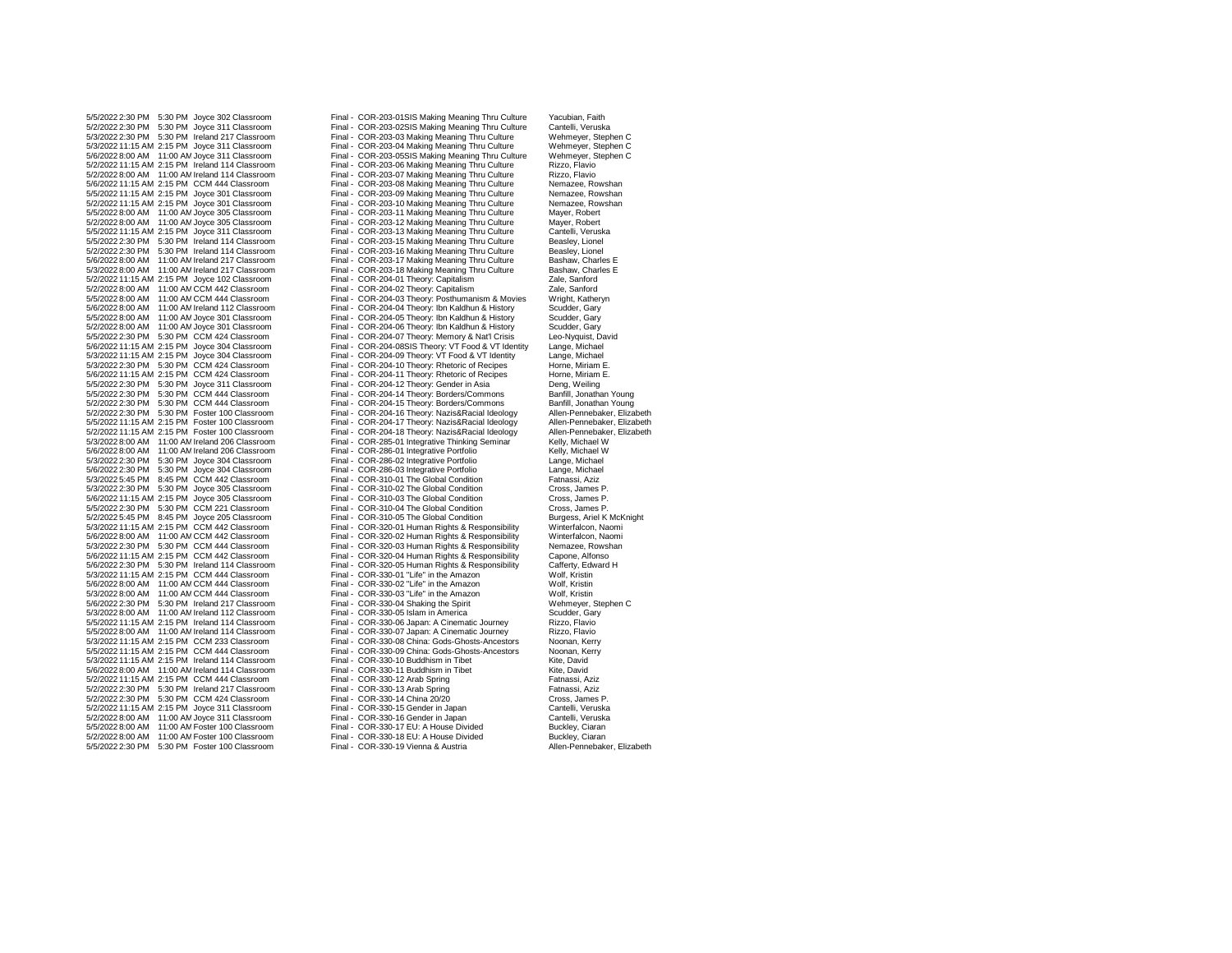| Date | Start | End | Location | Event | Instructor |
|---|---|---|---|---|---|
| 5/5/2022 | 2:30 PM | 5:30 PM | Joyce 302 Classroom | Final - COR-203-01SIS Making Meaning Thru Culture | Yacubian, Faith |
| 5/2/2022 | 2:30 PM | 5:30 PM | Joyce 311 Classroom | Final - COR-203-02SIS Making Meaning Thru Culture | Cantelli, Veruska |
| 5/3/2022 | 2:30 PM | 5:30 PM | Ireland 217 Classroom | Final - COR-203-03 Making Meaning Thru Culture | Wehmeyer, Stephen C |
| 5/3/2022 | 11:15 AM | 2:15 PM | Joyce 311 Classroom | Final - COR-203-04 Making Meaning Thru Culture | Wehmeyer, Stephen C |
| 5/6/2022 | 8:00 AM | 11:00 AM | Joyce 311 Classroom | Final - COR-203-05SIS Making Meaning Thru Culture | Wehmeyer, Stephen C |
| 5/2/2022 | 11:15 AM | 2:15 PM | Ireland 114 Classroom | Final - COR-203-06 Making Meaning Thru Culture | Rizzo, Flavio |
| 5/2/2022 | 8:00 AM | 11:00 AM | Ireland 114 Classroom | Final - COR-203-07 Making Meaning Thru Culture | Rizzo, Flavio |
| 5/6/2022 | 11:15 AM | 2:15 PM | CCM 444 Classroom | Final - COR-203-08 Making Meaning Thru Culture | Nemazee, Rowshan |
| 5/5/2022 | 11:15 AM | 2:15 PM | Joyce 301 Classroom | Final - COR-203-09 Making Meaning Thru Culture | Nemazee, Rowshan |
| 5/2/2022 | 11:15 AM | 2:15 PM | Joyce 301 Classroom | Final - COR-203-10 Making Meaning Thru Culture | Nemazee, Rowshan |
| 5/5/2022 | 8:00 AM | 11:00 AM | Joyce 305 Classroom | Final - COR-203-11 Making Meaning Thru Culture | Mayer, Robert |
| 5/2/2022 | 8:00 AM | 11:00 AM | Joyce 305 Classroom | Final - COR-203-12 Making Meaning Thru Culture | Mayer, Robert |
| 5/5/2022 | 11:15 AM | 2:15 PM | Joyce 311 Classroom | Final - COR-203-13 Making Meaning Thru Culture | Cantelli, Veruska |
| 5/5/2022 | 2:30 PM | 5:30 PM | Ireland 114 Classroom | Final - COR-203-15 Making Meaning Thru Culture | Beasley, Lionel |
| 5/2/2022 | 2:30 PM | 5:30 PM | Ireland 114 Classroom | Final - COR-203-16 Making Meaning Thru Culture | Beasley, Lionel |
| 5/6/2022 | 8:00 AM | 11:00 AM | Ireland 217 Classroom | Final - COR-203-17 Making Meaning Thru Culture | Bashaw, Charles E |
| 5/3/2022 | 8:00 AM | 11:00 AM | Ireland 217 Classroom | Final - COR-203-18 Making Meaning Thru Culture | Bashaw, Charles E |
| 5/2/2022 | 11:15 AM | 2:15 PM | Joyce 102 Classroom | Final - COR-204-01 Theory: Capitalism | Zale, Sanford |
| 5/2/2022 | 8:00 AM | 11:00 AM | CCM 442 Classroom | Final - COR-204-02 Theory: Capitalism | Zale, Sanford |
| 5/5/2022 | 8:00 AM | 11:00 AM | CCM 444 Classroom | Final - COR-204-03 Theory: Posthumanism & Movies | Wright, Katheryn |
| 5/6/2022 | 8:00 AM | 11:00 AM | Ireland 112 Classroom | Final - COR-204-04 Theory: Ibn Kaldhun & History | Scudder, Gary |
| 5/5/2022 | 8:00 AM | 11:00 AM | Joyce 301 Classroom | Final - COR-204-05 Theory: Ibn Kaldhun & History | Scudder, Gary |
| 5/2/2022 | 8:00 AM | 11:00 AM | Joyce 301 Classroom | Final - COR-204-06 Theory: Ibn Kaldhun & History | Scudder, Gary |
| 5/5/2022 | 2:30 PM | 5:30 PM | CCM 424 Classroom | Final - COR-204-07 Theory: Memory & Nat'l Crisis | Leo-Nyquist, David |
| 5/6/2022 | 11:15 AM | 2:15 PM | Joyce 304 Classroom | Final - COR-204-08SIS Theory: VT Food & VT Identity | Lange, Michael |
| 5/3/2022 | 11:15 AM | 2:15 PM | Joyce 304 Classroom | Final - COR-204-09 Theory: VT Food & VT Identity | Lange, Michael |
| 5/3/2022 | 2:30 PM | 5:30 PM | CCM 424 Classroom | Final - COR-204-10 Theory: Rhetoric of Recipes | Horne, Miriam E. |
| 5/6/2022 | 11:15 AM | 2:15 PM | CCM 424 Classroom | Final - COR-204-11 Theory: Rhetoric of Recipes | Horne, Miriam E. |
| 5/5/2022 | 2:30 PM | 5:30 PM | Joyce 311 Classroom | Final - COR-204-12 Theory: Gender in Asia | Deng, Weiling |
| 5/5/2022 | 2:30 PM | 5:30 PM | CCM 444 Classroom | Final - COR-204-14 Theory: Borders/Commons | Banfill, Jonathan Young |
| 5/2/2022 | 2:30 PM | 5:30 PM | CCM 444 Classroom | Final - COR-204-15 Theory: Borders/Commons | Banfill, Jonathan Young |
| 5/2/2022 | 2:30 PM | 5:30 PM | Foster 100 Classroom | Final - COR-204-16 Theory: Nazis&Racial Ideology | Allen-Pennebaker, Elizabeth |
| 5/5/2022 | 11:15 AM | 2:15 PM | Foster 100 Classroom | Final - COR-204-17 Theory: Nazis&Racial Ideology | Allen-Pennebaker, Elizabeth |
| 5/2/2022 | 11:15 AM | 2:15 PM | Foster 100 Classroom | Final - COR-204-18 Theory: Nazis&Racial Ideology | Allen-Pennebaker, Elizabeth |
| 5/3/2022 | 8:00 AM | 11:00 AM | Ireland 206 Classroom | Final - COR-285-01 Integrative Thinking Seminar | Kelly, Michael W |
| 5/6/2022 | 8:00 AM | 11:00 AM | Ireland 206 Classroom | Final - COR-286-01 Integrative Portfolio | Kelly, Michael W |
| 5/3/2022 | 2:30 PM | 5:30 PM | Joyce 304 Classroom | Final - COR-286-02 Integrative Portfolio | Lange, Michael |
| 5/6/2022 | 2:30 PM | 5:30 PM | Joyce 304 Classroom | Final - COR-286-03 Integrative Portfolio | Lange, Michael |
| 5/3/2022 | 5:45 PM | 8:45 PM | CCM 442 Classroom | Final - COR-310-01 The Global Condition | Fatnassi, Aziz |
| 5/3/2022 | 2:30 PM | 5:30 PM | Joyce 305 Classroom | Final - COR-310-02 The Global Condition | Cross, James P. |
| 5/6/2022 | 11:15 AM | 2:15 PM | Joyce 305 Classroom | Final - COR-310-03 The Global Condition | Cross, James P. |
| 5/5/2022 | 2:30 PM | 5:30 PM | CCM 221 Classroom | Final - COR-310-04 The Global Condition | Cross, James P. |
| 5/2/2022 | 5:45 PM | 8:45 PM | Joyce 205 Classroom | Final - COR-310-05 The Global Condition | Burgess, Ariel K McKnight |
| 5/3/2022 | 11:15 AM | 2:15 PM | CCM 442 Classroom | Final - COR-320-01 Human Rights & Responsibility | Winterfalcon, Naomi |
| 5/6/2022 | 8:00 AM | 11:00 AM | CCM 442 Classroom | Final - COR-320-02 Human Rights & Responsibility | Winterfalcon, Naomi |
| 5/3/2022 | 2:30 PM | 5:30 PM | CCM 444 Classroom | Final - COR-320-03 Human Rights & Responsibility | Nemazee, Rowshan |
| 5/6/2022 | 11:15 AM | 2:15 PM | CCM 442 Classroom | Final - COR-320-04 Human Rights & Responsibility | Capone, Alfonso |
| 5/6/2022 | 2:30 PM | 5:30 PM | Ireland 114 Classroom | Final - COR-320-05 Human Rights & Responsibility | Cafferty, Edward H |
| 5/3/2022 | 11:15 AM | 2:15 PM | CCM 444 Classroom | Final - COR-330-01 "Life" in the Amazon | Wolf, Kristin |
| 5/6/2022 | 8:00 AM | 11:00 AM | CCM 444 Classroom | Final - COR-330-02 "Life" in the Amazon | Wolf, Kristin |
| 5/3/2022 | 8:00 AM | 11:00 AM | CCM 444 Classroom | Final - COR-330-03 "Life" in the Amazon | Wolf, Kristin |
| 5/6/2022 | 2:30 PM | 5:30 PM | Ireland 217 Classroom | Final - COR-330-04 Shaking the Spirit | Wehmeyer, Stephen C |
| 5/3/2022 | 8:00 AM | 11:00 AM | Ireland 112 Classroom | Final - COR-330-05 Islam in America | Scudder, Gary |
| 5/5/2022 | 11:15 AM | 2:15 PM | Ireland 114 Classroom | Final - COR-330-06 Japan: A Cinematic Journey | Rizzo, Flavio |
| 5/5/2022 | 8:00 AM | 11:00 AM | Ireland 114 Classroom | Final - COR-330-07 Japan: A Cinematic Journey | Rizzo, Flavio |
| 5/3/2022 | 11:15 AM | 2:15 PM | CCM 233 Classroom | Final - COR-330-08 China: Gods-Ghosts-Ancestors | Noonan, Kerry |
| 5/5/2022 | 11:15 AM | 2:15 PM | CCM 444 Classroom | Final - COR-330-09 China: Gods-Ghosts-Ancestors | Noonan, Kerry |
| 5/3/2022 | 11:15 AM | 2:15 PM | Ireland 114 Classroom | Final - COR-330-10 Buddhism in Tibet | Kite, David |
| 5/6/2022 | 8:00 AM | 11:00 AM | Ireland 114 Classroom | Final - COR-330-11 Buddhism in Tibet | Kite, David |
| 5/2/2022 | 11:15 AM | 2:15 PM | CCM 444 Classroom | Final - COR-330-12 Arab Spring | Fatnassi, Aziz |
| 5/2/2022 | 2:30 PM | 5:30 PM | Ireland 217 Classroom | Final - COR-330-13 Arab Spring | Fatnassi, Aziz |
| 5/2/2022 | 2:30 PM | 5:30 PM | CCM 424 Classroom | Final - COR-330-14 China 20/20 | Cross, James P. |
| 5/2/2022 | 11:15 AM | 2:15 PM | Joyce 311 Classroom | Final - COR-330-15 Gender in Japan | Cantelli, Veruska |
| 5/2/2022 | 8:00 AM | 11:00 AM | Joyce 311 Classroom | Final - COR-330-16 Gender in Japan | Cantelli, Veruska |
| 5/5/2022 | 8:00 AM | 11:00 AM | Foster 100 Classroom | Final - COR-330-17 EU: A House Divided | Buckley, Ciaran |
| 5/2/2022 | 8:00 AM | 11:00 AM | Foster 100 Classroom | Final - COR-330-18 EU: A House Divided | Buckley, Ciaran |
| 5/5/2022 | 2:30 PM | 5:30 PM | Foster 100 Classroom | Final - COR-330-19 Vienna & Austria | Allen-Pennebaker, Elizabeth |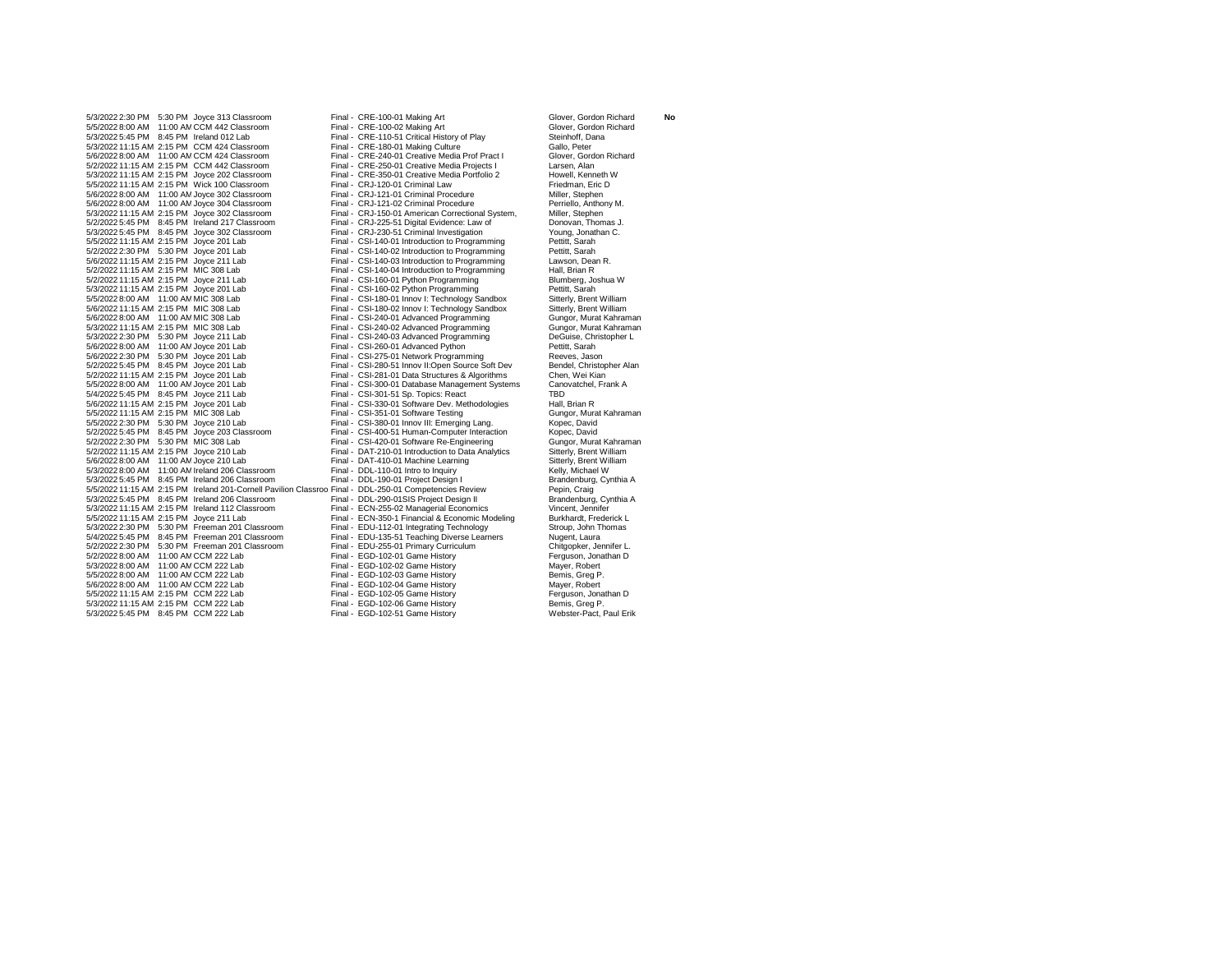| | | | | | | |
|---|---|---|---|---|---|---|
| 5/3/2022 | 2:30 PM | 5:30 PM | Joyce 313 Classroom | Final - CRE-100-01 Making Art | Glover, Gordon Richard | **No** |
| 5/5/2022 | 8:00 AM | 11:00 AM | CCM 442 Classroom | Final - CRE-100-02 Making Art | Glover, Gordon Richard | |
| 5/3/2022 | 5:45 PM | 8:45 PM | Ireland 012 Lab | Final - CRE-110-51 Critical History of Play | Steinhoff, Dana | |
| 5/3/2022 | 11:15 AM | 2:15 PM | CCM 424 Classroom | Final - CRE-180-01 Making Culture | Gallo, Peter | |
| 5/6/2022 | 8:00 AM | 11:00 AM | CCM 424 Classroom | Final - CRE-240-01 Creative Media Prof Pract I | Glover, Gordon Richard | |
| 5/2/2022 | 11:15 AM | 2:15 PM | CCM 442 Classroom | Final - CRE-250-01 Creative Media Projects I | Larsen, Alan | |
| 5/3/2022 | 11:15 AM | 2:15 PM | Joyce 202 Classroom | Final - CRE-350-01 Creative Media Portfolio 2 | Howell, Kenneth W | |
| 5/5/2022 | 11:15 AM | 2:15 PM | Wick 100 Classroom | Final - CRJ-120-01 Criminal Law | Friedman, Eric D | |
| 5/6/2022 | 8:00 AM | 11:00 AM | Joyce 302 Classroom | Final - CRJ-121-01 Criminal Procedure | Miller, Stephen | |
| 5/6/2022 | 8:00 AM | 11:00 AM | Joyce 304 Classroom | Final - CRJ-121-02 Criminal Procedure | Perriello, Anthony M. | |
| 5/3/2022 | 11:15 AM | 2:15 PM | Joyce 302 Classroom | Final - CRJ-150-01 American Correctional System, | Miller, Stephen | |
| 5/2/2022 | 5:45 PM | 8:45 PM | Ireland 217 Classroom | Final - CRJ-225-51 Digital Evidence: Law of | Donovan, Thomas J. | |
| 5/3/2022 | 5:45 PM | 8:45 PM | Joyce 302 Classroom | Final - CRJ-230-51 Criminal Investigation | Young, Jonathan C. | |
| 5/5/2022 | 11:15 AM | 2:15 PM | Joyce 201 Lab | Final - CSI-140-01 Introduction to Programming | Pettitt, Sarah | |
| 5/2/2022 | 2:30 PM | 5:30 PM | Joyce 201 Lab | Final - CSI-140-02 Introduction to Programming | Pettitt, Sarah | |
| 5/6/2022 | 11:15 AM | 2:15 PM | Joyce 211 Lab | Final - CSI-140-03 Introduction to Programming | Lawson, Dean R. | |
| 5/2/2022 | 11:15 AM | 2:15 PM | MIC 308 Lab | Final - CSI-140-04 Introduction to Programming | Hall, Brian R | |
| 5/2/2022 | 11:15 AM | 2:15 PM | Joyce 211 Lab | Final - CSI-160-01 Python Programming | Blumberg, Joshua W | |
| 5/3/2022 | 11:15 AM | 2:15 PM | Joyce 201 Lab | Final - CSI-160-02 Python Programming | Pettitt, Sarah | |
| 5/5/2022 | 8:00 AM | 11:00 AM | MIC 308 Lab | Final - CSI-180-01 Innov I: Technology Sandbox | Sitterly, Brent William | |
| 5/6/2022 | 11:15 AM | 2:15 PM | MIC 308 Lab | Final - CSI-180-02 Innov I: Technology Sandbox | Sitterly, Brent William | |
| 5/6/2022 | 8:00 AM | 11:00 AM | MIC 308 Lab | Final - CSI-240-01 Advanced Programming | Gungor, Murat Kahraman | |
| 5/3/2022 | 11:15 AM | 2:15 PM | MIC 308 Lab | Final - CSI-240-02 Advanced Programming | Gungor, Murat Kahraman | |
| 5/3/2022 | 2:30 PM | 5:30 PM | Joyce 211 Lab | Final - CSI-240-03 Advanced Programming | DeGuise, Christopher L | |
| 5/6/2022 | 8:00 AM | 11:00 AM | Joyce 201 Lab | Final - CSI-260-01 Advanced Python | Pettitt, Sarah | |
| 5/6/2022 | 2:30 PM | 5:30 PM | Joyce 201 Lab | Final - CSI-275-01 Network Programming | Reeves, Jason | |
| 5/2/2022 | 5:45 PM | 8:45 PM | Joyce 201 Lab | Final - CSI-280-51 Innov II:Open Source Soft Dev | Bendel, Christopher Alan | |
| 5/2/2022 | 11:15 AM | 2:15 PM | Joyce 201 Lab | Final - CSI-281-01 Data Structures & Algorithms | Chen, Wei Kian | |
| 5/5/2022 | 8:00 AM | 11:00 AM | Joyce 201 Lab | Final - CSI-300-01 Database Management Systems | Canovatchel, Frank A | |
| 5/4/2022 | 5:45 PM | 8:45 PM | Joyce 211 Lab | Final - CSI-301-51 Sp. Topics: React | TBD | |
| 5/6/2022 | 11:15 AM | 2:15 PM | Joyce 201 Lab | Final - CSI-330-01 Software Dev. Methodologies | Hall, Brian R | |
| 5/5/2022 | 11:15 AM | 2:15 PM | MIC 308 Lab | Final - CSI-351-01 Software Testing | Gungor, Murat Kahraman | |
| 5/5/2022 | 2:30 PM | 5:30 PM | Joyce 210 Lab | Final - CSI-380-01 Innov III: Emerging Lang. | Kopec, David | |
| 5/2/2022 | 5:45 PM | 8:45 PM | Joyce 203 Classroom | Final - CSI-400-51 Human-Computer Interaction | Kopec, David | |
| 5/2/2022 | 2:30 PM | 5:30 PM | MIC 308 Lab | Final - CSI-420-01 Software Re-Engineering | Gungor, Murat Kahraman | |
| 5/2/2022 | 11:15 AM | 2:15 PM | Joyce 210 Lab | Final - DAT-210-01 Introduction to Data Analytics | Sitterly, Brent William | |
| 5/6/2022 | 8:00 AM | 11:00 AM | Joyce 210 Lab | Final - DAT-410-01 Machine Learning | Sitterly, Brent William | |
| 5/3/2022 | 8:00 AM | 11:00 AM | Ireland 206 Classroom | Final - DDL-110-01 Intro to Inquiry | Kelly, Michael W | |
| 5/3/2022 | 5:45 PM | 8:45 PM | Ireland 206 Classroom | Final - DDL-190-01 Project Design I | Brandenburg, Cynthia A | |
| 5/5/2022 | 11:15 AM | 2:15 PM | Ireland 201-Cornell Pavilion Classroo | Final - DDL-250-01 Competencies Review | Pepin, Craig | |
| 5/3/2022 | 5:45 PM | 8:45 PM | Ireland 206 Classroom | Final - DDL-290-01SIS Project Design II | Brandenburg, Cynthia A | |
| 5/3/2022 | 11:15 AM | 2:15 PM | Ireland 112 Classroom | Final - ECN-255-02 Managerial Economics | Vincent, Jennifer | |
| 5/5/2022 | 11:15 AM | 2:15 PM | Joyce 211 Lab | Final - ECN-350-1 Financial & Economic Modeling | Burkhardt, Frederick L | |
| 5/3/2022 | 2:30 PM | 5:30 PM | Freeman 201 Classroom | Final - EDU-112-01 Integrating Technology | Stroup, John Thomas | |
| 5/4/2022 | 5:45 PM | 8:45 PM | Freeman 201 Classroom | Final - EDU-135-51 Teaching Diverse Learners | Nugent, Laura | |
| 5/2/2022 | 2:30 PM | 5:30 PM | Freeman 201 Classroom | Final - EDU-255-01 Primary Curriculum | Chitgopker, Jennifer L. | |
| 5/2/2022 | 8:00 AM | 11:00 AM | CCM 222 Lab | Final - EGD-102-01 Game History | Ferguson, Jonathan D | |
| 5/3/2022 | 8:00 AM | 11:00 AM | CCM 222 Lab | Final - EGD-102-02 Game History | Mayer, Robert | |
| 5/5/2022 | 8:00 AM | 11:00 AM | CCM 222 Lab | Final - EGD-102-03 Game History | Bemis, Greg P. | |
| 5/6/2022 | 8:00 AM | 11:00 AM | CCM 222 Lab | Final - EGD-102-04 Game History | Mayer, Robert | |
| 5/5/2022 | 11:15 AM | 2:15 PM | CCM 222 Lab | Final - EGD-102-05 Game History | Ferguson, Jonathan D | |
| 5/3/2022 | 11:15 AM | 2:15 PM | CCM 222 Lab | Final - EGD-102-06 Game History | Bemis, Greg P. | |
| 5/3/2022 | 5:45 PM | 8:45 PM | CCM 222 Lab | Final - EGD-102-51 Game History | Webster-Pact, Paul Erik | |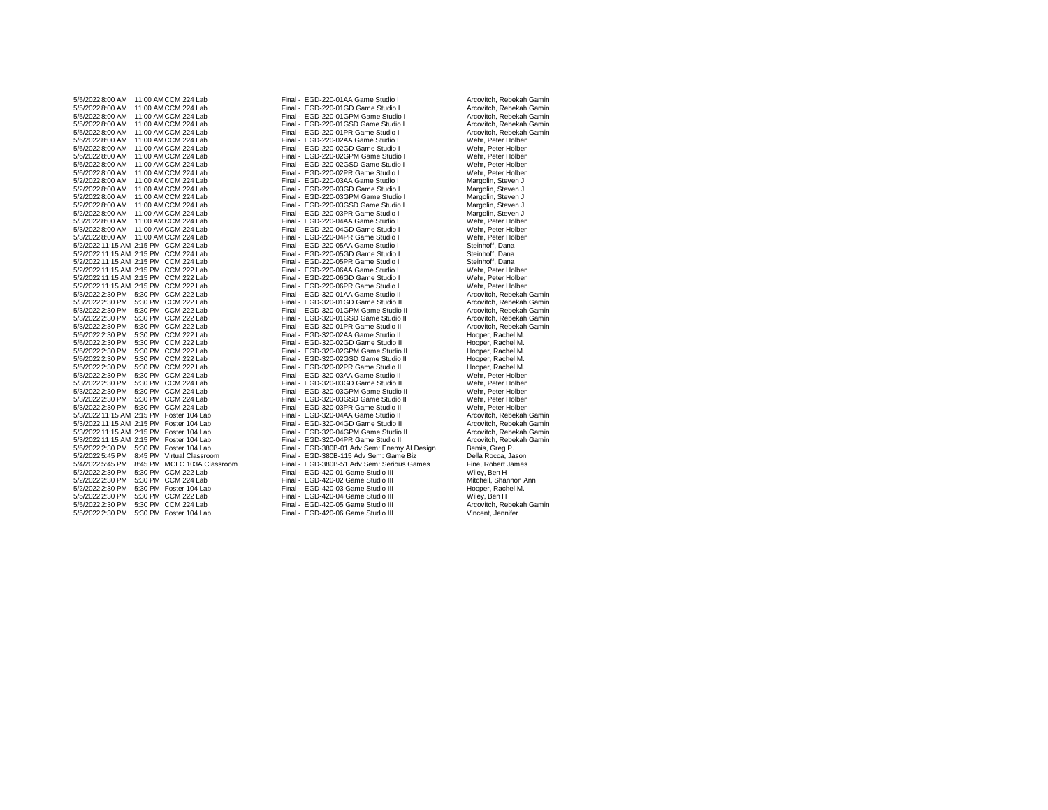| | | | | | |
|---|---|---|---|---|---|
| 5/5/2022 | 8:00 AM | 11:00 AM | CCM 224 Lab | Final - EGD-220-01AA Game Studio I | Arcovitch, Rebekah Gamin |
| 5/5/2022 | 8:00 AM | 11:00 AM | CCM 224 Lab | Final - EGD-220-01GD Game Studio I | Arcovitch, Rebekah Gamin |
| 5/5/2022 | 8:00 AM | 11:00 AM | CCM 224 Lab | Final - EGD-220-01GPM Game Studio I | Arcovitch, Rebekah Gamin |
| 5/5/2022 | 8:00 AM | 11:00 AM | CCM 224 Lab | Final - EGD-220-01GSD Game Studio I | Arcovitch, Rebekah Gamin |
| 5/5/2022 | 8:00 AM | 11:00 AM | CCM 224 Lab | Final - EGD-220-01PR Game Studio I | Arcovitch, Rebekah Gamin |
| 5/6/2022 | 8:00 AM | 11:00 AM | CCM 224 Lab | Final - EGD-220-02AA Game Studio I | Wehr, Peter Holben |
| 5/6/2022 | 8:00 AM | 11:00 AM | CCM 224 Lab | Final - EGD-220-02GD Game Studio I | Wehr, Peter Holben |
| 5/6/2022 | 8:00 AM | 11:00 AM | CCM 224 Lab | Final - EGD-220-02GPM Game Studio I | Wehr, Peter Holben |
| 5/6/2022 | 8:00 AM | 11:00 AM | CCM 224 Lab | Final - EGD-220-02GSD Game Studio I | Wehr, Peter Holben |
| 5/6/2022 | 8:00 AM | 11:00 AM | CCM 224 Lab | Final - EGD-220-02PR Game Studio I | Wehr, Peter Holben |
| 5/2/2022 | 8:00 AM | 11:00 AM | CCM 224 Lab | Final - EGD-220-03AA Game Studio I | Margolin, Steven J |
| 5/2/2022 | 8:00 AM | 11:00 AM | CCM 224 Lab | Final - EGD-220-03GD Game Studio I | Margolin, Steven J |
| 5/2/2022 | 8:00 AM | 11:00 AM | CCM 224 Lab | Final - EGD-220-03GPM Game Studio I | Margolin, Steven J |
| 5/2/2022 | 8:00 AM | 11:00 AM | CCM 224 Lab | Final - EGD-220-03GSD Game Studio I | Margolin, Steven J |
| 5/2/2022 | 8:00 AM | 11:00 AM | CCM 224 Lab | Final - EGD-220-03PR Game Studio I | Margolin, Steven J |
| 5/3/2022 | 8:00 AM | 11:00 AM | CCM 224 Lab | Final - EGD-220-04AA Game Studio I | Wehr, Peter Holben |
| 5/3/2022 | 8:00 AM | 11:00 AM | CCM 224 Lab | Final - EGD-220-04GD Game Studio I | Wehr, Peter Holben |
| 5/3/2022 | 8:00 AM | 11:00 AM | CCM 224 Lab | Final - EGD-220-04PR Game Studio I | Wehr, Peter Holben |
| 5/2/2022 | 11:15 AM | 2:15 PM | CCM 224 Lab | Final - EGD-220-05AA Game Studio I | Steinhoff, Dana |
| 5/2/2022 | 11:15 AM | 2:15 PM | CCM 224 Lab | Final - EGD-220-05GD Game Studio I | Steinhoff, Dana |
| 5/2/2022 | 11:15 AM | 2:15 PM | CCM 224 Lab | Final - EGD-220-05PR Game Studio I | Steinhoff, Dana |
| 5/2/2022 | 11:15 AM | 2:15 PM | CCM 222 Lab | Final - EGD-220-06AA Game Studio I | Wehr, Peter Holben |
| 5/2/2022 | 11:15 AM | 2:15 PM | CCM 222 Lab | Final - EGD-220-06GD Game Studio I | Wehr, Peter Holben |
| 5/2/2022 | 11:15 AM | 2:15 PM | CCM 222 Lab | Final - EGD-220-06PR Game Studio I | Wehr, Peter Holben |
| 5/3/2022 | 2:30 PM | 5:30 PM | CCM 222 Lab | Final - EGD-320-01AA Game Studio II | Arcovitch, Rebekah Gamin |
| 5/3/2022 | 2:30 PM | 5:30 PM | CCM 222 Lab | Final - EGD-320-01GD Game Studio II | Arcovitch, Rebekah Gamin |
| 5/3/2022 | 2:30 PM | 5:30 PM | CCM 222 Lab | Final - EGD-320-01GPM Game Studio II | Arcovitch, Rebekah Gamin |
| 5/3/2022 | 2:30 PM | 5:30 PM | CCM 222 Lab | Final - EGD-320-01GSD Game Studio II | Arcovitch, Rebekah Gamin |
| 5/3/2022 | 2:30 PM | 5:30 PM | CCM 222 Lab | Final - EGD-320-01PR Game Studio II | Arcovitch, Rebekah Gamin |
| 5/6/2022 | 2:30 PM | 5:30 PM | CCM 222 Lab | Final - EGD-320-02AA Game Studio II | Hooper, Rachel M. |
| 5/6/2022 | 2:30 PM | 5:30 PM | CCM 222 Lab | Final - EGD-320-02GD Game Studio II | Hooper, Rachel M. |
| 5/6/2022 | 2:30 PM | 5:30 PM | CCM 222 Lab | Final - EGD-320-02GPM Game Studio II | Hooper, Rachel M. |
| 5/6/2022 | 2:30 PM | 5:30 PM | CCM 222 Lab | Final - EGD-320-02GSD Game Studio II | Hooper, Rachel M. |
| 5/6/2022 | 2:30 PM | 5:30 PM | CCM 222 Lab | Final - EGD-320-02PR Game Studio II | Hooper, Rachel M. |
| 5/3/2022 | 2:30 PM | 5:30 PM | CCM 224 Lab | Final - EGD-320-03AA Game Studio II | Wehr, Peter Holben |
| 5/3/2022 | 2:30 PM | 5:30 PM | CCM 224 Lab | Final - EGD-320-03GD Game Studio II | Wehr, Peter Holben |
| 5/3/2022 | 2:30 PM | 5:30 PM | CCM 224 Lab | Final - EGD-320-03GPM Game Studio II | Wehr, Peter Holben |
| 5/3/2022 | 2:30 PM | 5:30 PM | CCM 224 Lab | Final - EGD-320-03GSD Game Studio II | Wehr, Peter Holben |
| 5/3/2022 | 2:30 PM | 5:30 PM | CCM 224 Lab | Final - EGD-320-03PR Game Studio II | Wehr, Peter Holben |
| 5/3/2022 | 11:15 AM | 2:15 PM | Foster 104 Lab | Final - EGD-320-04AA Game Studio II | Arcovitch, Rebekah Gamin |
| 5/3/2022 | 11:15 AM | 2:15 PM | Foster 104 Lab | Final - EGD-320-04GD Game Studio II | Arcovitch, Rebekah Gamin |
| 5/3/2022 | 11:15 AM | 2:15 PM | Foster 104 Lab | Final - EGD-320-04GPM Game Studio II | Arcovitch, Rebekah Gamin |
| 5/3/2022 | 11:15 AM | 2:15 PM | Foster 104 Lab | Final - EGD-320-04PR Game Studio II | Arcovitch, Rebekah Gamin |
| 5/6/2022 | 2:30 PM | 5:30 PM | Foster 104 Lab | Final - EGD-380B-01 Adv Sem: Enemy AI Design | Bemis, Greg P. |
| 5/2/2022 | 5:45 PM | 8:45 PM | Virtual Classroom | Final - EGD-380B-115 Adv Sem: Game Biz | Della Rocca, Jason |
| 5/4/2022 | 5:45 PM | 8:45 PM | MCLC 103A Classroom | Final - EGD-380B-51 Adv Sem: Serious Games | Fine, Robert James |
| 5/2/2022 | 2:30 PM | 5:30 PM | CCM 222 Lab | Final - EGD-420-01 Game Studio III | Wiley, Ben H |
| 5/2/2022 | 2:30 PM | 5:30 PM | CCM 224 Lab | Final - EGD-420-02 Game Studio III | Mitchell, Shannon Ann |
| 5/2/2022 | 2:30 PM | 5:30 PM | Foster 104 Lab | Final - EGD-420-03 Game Studio III | Hooper, Rachel M. |
| 5/5/2022 | 2:30 PM | 5:30 PM | CCM 222 Lab | Final - EGD-420-04 Game Studio III | Wiley, Ben H |
| 5/5/2022 | 2:30 PM | 5:30 PM | CCM 224 Lab | Final - EGD-420-05 Game Studio III | Arcovitch, Rebekah Gamin |
| 5/5/2022 | 2:30 PM | 5:30 PM | Foster 104 Lab | Final - EGD-420-06 Game Studio III | Vincent, Jennifer |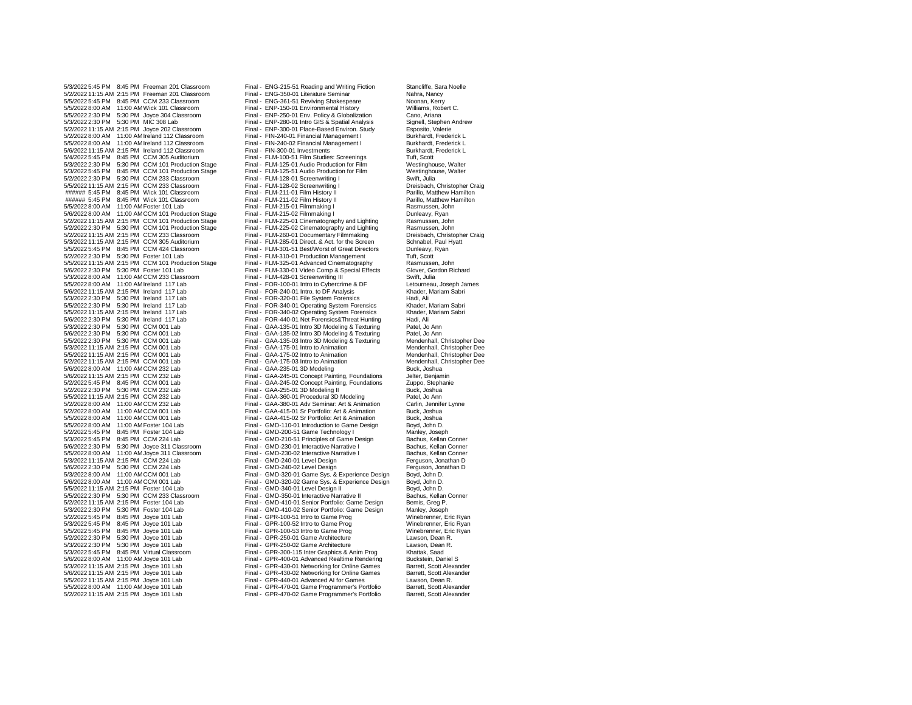| | | | | | |
|---|---|---|---|---|---|
| 5/3/2022 | 5:45 PM | 8:45 PM | Freeman 201 Classroom | Final - ENG-215-51 Reading and Writing Fiction | Stancliffe, Sara Noelle |
| 5/2/2022 | 11:15 AM | 2:15 PM | Freeman 201 Classroom | Final - ENG-350-01 Literature Seminar | Nahra, Nancy |
| 5/5/2022 | 5:45 PM | 8:45 PM | CCM 233 Classroom | Final - ENG-361-51 Reviving Shakespeare | Noonan, Kerry |
| 5/5/2022 | 8:00 AM | 11:00 AM | Wick 101 Classroom | Final - ENP-150-01 Environmental History | Williams, Robert C. |
| 5/5/2022 | 2:30 PM | 5:30 PM | Joyce 304 Classroom | Final - ENP-250-01 Env. Policy & Globalization | Cano, Ariana |
| 5/3/2022 | 2:30 PM | 5:30 PM | MIC 308 Lab | Final - ENP-280-01 Intro GIS & Spatial Analysis | Signell, Stephen Andrew |
| 5/2/2022 | 11:15 AM | 2:15 PM | Joyce 202 Classroom | Final - ENP-300-01 Place-Based Environ. Study | Esposito, Valerie |
| 5/2/2022 | 8:00 AM | 11:00 AM | Ireland 112 Classroom | Final - FIN-240-01 Financial Management I | Burkhardt, Frederick L |
| 5/5/2022 | 8:00 AM | 11:00 AM | Ireland 112 Classroom | Final - FIN-240-02 Financial Management I | Burkhardt, Frederick L |
| 5/6/2022 | 11:15 AM | 2:15 PM | Ireland 112 Classroom | Final - FIN-300-01 Investments | Burkhardt, Frederick L |
| 5/4/2022 | 5:45 PM | 8:45 PM | CCM 305 Auditorium | Final - FLM-100-51 Film Studies: Screenings | Tuft, Scott |
| 5/3/2022 | 2:30 PM | 5:30 PM | CCM 101 Production Stage | Final - FLM-125-01 Audio Production for Film | Westinghouse, Walter |
| 5/3/2022 | 5:45 PM | 8:45 PM | CCM 101 Production Stage | Final - FLM-125-51 Audio Production for Film | Westinghouse, Walter |
| 5/2/2022 | 2:30 PM | 5:30 PM | CCM 233 Classroom | Final - FLM-128-01 Screenwriting I | Swift, Julia |
| 5/5/2022 | 11:15 AM | 2:15 PM | CCM 233 Classroom | Final - FLM-128-02 Screenwriting I | Dreisbach, Christopher Craig |
| ###### | 5:45 PM | 8:45 PM | Wick 101 Classroom | Final - FLM-211-01 Film History II | Parillo, Matthew Hamilton |
| ###### | 5:45 PM | 8:45 PM | Wick 101 Classroom | Final - FLM-211-02 Film History II | Parillo, Matthew Hamilton |
| 5/5/2022 | 8:00 AM | 11:00 AM | Foster 101 Lab | Final - FLM-215-01 Filmmaking I | Rasmussen, John |
| 5/6/2022 | 8:00 AM | 11:00 AM | CCM 101 Production Stage | Final - FLM-215-02 Filmmaking I | Dunleavy, Ryan |
| 5/2/2022 | 11:15 AM | 2:15 PM | CCM 101 Production Stage | Final - FLM-225-01 Cinematography and Lighting | Rasmussen, John |
| 5/2/2022 | 2:30 PM | 5:30 PM | CCM 101 Production Stage | Final - FLM-225-02 Cinematography and Lighting | Rasmussen, John |
| 5/2/2022 | 11:15 AM | 2:15 PM | CCM 233 Classroom | Final - FLM-260-01 Documentary Filmmaking | Dreisbach, Christopher Craig |
| 5/3/2022 | 11:15 AM | 2:15 PM | CCM 305 Auditorium | Final - FLM-285-01 Direct. & Act. for the Screen | Schnabel, Paul Hyatt |
| 5/5/2022 | 5:45 PM | 8:45 PM | CCM 424 Classroom | Final - FLM-301-51 Best/Worst of Great Directors | Dunleavy, Ryan |
| 5/2/2022 | 2:30 PM | 5:30 PM | Foster 101 Lab | Final - FLM-310-01 Production Management | Tuft, Scott |
| 5/5/2022 | 11:15 AM | 2:15 PM | CCM 101 Production Stage | Final - FLM-325-01 Advanced Cinematography | Rasmussen, John |
| 5/6/2022 | 2:30 PM | 5:30 PM | Foster 101 Lab | Final - FLM-330-01 Video Comp & Special Effects | Glover, Gordon Richard |
| 5/3/2022 | 8:00 AM | 11:00 AM | CCM 233 Classroom | Final - FLM-428-01 Screenwriting III | Swift, Julia |
| 5/5/2022 | 8:00 AM | 11:00 AM | Ireland 117 Lab | Final - FOR-100-01 Intro to Cybercrime & DF | Letourneau, Joseph James |
| 5/6/2022 | 11:15 AM | 2:15 PM | Ireland 117 Lab | Final - FOR-240-01 Intro. to DF Analysis | Khader, Mariam Sabri |
| 5/3/2022 | 2:30 PM | 5:30 PM | Ireland 117 Lab | Final - FOR-320-01 File System Forensics | Hadi, Ali |
| 5/5/2022 | 2:30 PM | 5:30 PM | Ireland 117 Lab | Final - FOR-340-01 Operating System Forensics | Khader, Mariam Sabri |
| 5/5/2022 | 11:15 AM | 2:15 PM | Ireland 117 Lab | Final - FOR-340-02 Operating System Forensics | Khader, Mariam Sabri |
| 5/6/2022 | 2:30 PM | 5:30 PM | Ireland 117 Lab | Final - FOR-440-01 Net Forensics&Threat Hunting | Hadi, Ali |
| 5/3/2022 | 2:30 PM | 5:30 PM | CCM 001 Lab | Final - GAA-135-01 Intro 3D Modeling & Texturing | Patel, Jo Ann |
| 5/6/2022 | 2:30 PM | 5:30 PM | CCM 001 Lab | Final - GAA-135-02 Intro 3D Modeling & Texturing | Patel, Jo Ann |
| 5/5/2022 | 2:30 PM | 5:30 PM | CCM 001 Lab | Final - GAA-135-03 Intro 3D Modeling & Texturing | Mendenhall, Christopher Dee |
| 5/3/2022 | 11:15 AM | 2:15 PM | CCM 001 Lab | Final - GAA-175-01 Intro to Animation | Mendenhall, Christopher Dee |
| 5/5/2022 | 11:15 AM | 2:15 PM | CCM 001 Lab | Final - GAA-175-02 Intro to Animation | Mendenhall, Christopher Dee |
| 5/2/2022 | 11:15 AM | 2:15 PM | CCM 001 Lab | Final - GAA-175-03 Intro to Animation | Mendenhall, Christopher Dee |
| 5/6/2022 | 8:00 AM | 11:00 AM | CCM 232 Lab | Final - GAA-235-01 3D Modeling | Buck, Joshua |
| 5/6/2022 | 11:15 AM | 2:15 PM | CCM 232 Lab | Final - GAA-245-01 Concept Painting, Foundations | Jelter, Benjamin |
| 5/2/2022 | 5:45 PM | 8:45 PM | CCM 001 Lab | Final - GAA-245-02 Concept Painting, Foundations | Zuppo, Stephanie |
| 5/2/2022 | 2:30 PM | 5:30 PM | CCM 232 Lab | Final - GAA-255-01 3D Modeling II | Buck, Joshua |
| 5/5/2022 | 11:15 AM | 2:15 PM | CCM 232 Lab | Final - GAA-360-01 Procedural 3D Modeling | Patel, Jo Ann |
| 5/2/2022 | 8:00 AM | 11:00 AM | CCM 232 Lab | Final - GAA-380-01 Adv Seminar: Art & Animation | Carlin, Jennifer Lynne |
| 5/2/2022 | 8:00 AM | 11:00 AM | CCM 001 Lab | Final - GAA-415-01 Sr Portfolio: Art & Animation | Buck, Joshua |
| 5/5/2022 | 8:00 AM | 11:00 AM | CCM 001 Lab | Final - GAA-415-02 Sr Portfolio: Art & Animation | Buck, Joshua |
| 5/5/2022 | 8:00 AM | 11:00 AM | Foster 104 Lab | Final - GMD-110-01 Introduction to Game Design | Boyd, John D. |
| 5/2/2022 | 5:45 PM | 8:45 PM | Foster 104 Lab | Final - GMD-200-51 Game Technology I | Manley, Joseph |
| 5/3/2022 | 5:45 PM | 8:45 PM | CCM 224 Lab | Final - GMD-210-51 Principles of Game Design | Bachus, Kellan Conner |
| 5/6/2022 | 2:30 PM | 5:30 PM | Joyce 311 Classroom | Final - GMD-230-01 Interactive Narrative I | Bachus, Kellan Conner |
| 5/5/2022 | 8:00 AM | 11:00 AM | Joyce 311 Classroom | Final - GMD-230-02 Interactive Narrative I | Bachus, Kellan Conner |
| 5/3/2022 | 11:15 AM | 2:15 PM | CCM 224 Lab | Final - GMD-240-01 Level Design | Ferguson, Jonathan D |
| 5/6/2022 | 2:30 PM | 5:30 PM | CCM 224 Lab | Final - GMD-240-02 Level Design | Ferguson, Jonathan D |
| 5/3/2022 | 8:00 AM | 11:00 AM | CCM 001 Lab | Final - GMD-320-01 Game Sys. & Experience Design | Boyd, John D. |
| 5/6/2022 | 8:00 AM | 11:00 AM | CCM 001 Lab | Final - GMD-320-02 Game Sys. & Experience Design | Boyd, John D. |
| 5/5/2022 | 11:15 AM | 2:15 PM | Foster 104 Lab | Final - GMD-340-01 Level Design II | Boyd, John D. |
| 5/5/2022 | 2:30 PM | 5:30 PM | CCM 233 Classroom | Final - GMD-350-01 Interactive Narrative II | Bachus, Kellan Conner |
| 5/2/2022 | 11:15 AM | 2:15 PM | Foster 104 Lab | Final - GMD-410-01 Senior Portfolio: Game Design | Bemis, Greg P. |
| 5/3/2022 | 2:30 PM | 5:30 PM | Foster 104 Lab | Final - GMD-410-02 Senior Portfolio: Game Design | Manley, Joseph |
| 5/2/2022 | 5:45 PM | 8:45 PM | Joyce 101 Lab | Final - GPR-100-51 Intro to Game Prog | Winebrenner, Eric Ryan |
| 5/3/2022 | 5:45 PM | 8:45 PM | Joyce 101 Lab | Final - GPR-100-52 Intro to Game Prog | Winebrenner, Eric Ryan |
| 5/5/2022 | 5:45 PM | 8:45 PM | Joyce 101 Lab | Final - GPR-100-53 Intro to Game Prog | Winebrenner, Eric Ryan |
| 5/2/2022 | 2:30 PM | 5:30 PM | Joyce 101 Lab | Final - GPR-250-01 Game Architecture | Lawson, Dean R. |
| 5/3/2022 | 2:30 PM | 5:30 PM | Joyce 101 Lab | Final - GPR-250-02 Game Architecture | Lawson, Dean R. |
| 5/3/2022 | 5:45 PM | 8:45 PM | Virtual Classroom | Final - GPR-300-115 Inter Graphics & Anim Prog | Khattak, Saad |
| 5/6/2022 | 8:00 AM | 11:00 AM | Joyce 101 Lab | Final - GPR-400-01 Advanced Realtime Rendering | Buckstein, Daniel S |
| 5/3/2022 | 11:15 AM | 2:15 PM | Joyce 101 Lab | Final - GPR-430-01 Networking for Online Games | Barrett, Scott Alexander |
| 5/6/2022 | 11:15 AM | 2:15 PM | Joyce 101 Lab | Final - GPR-430-02 Networking for Online Games | Barrett, Scott Alexander |
| 5/5/2022 | 11:15 AM | 2:15 PM | Joyce 101 Lab | Final - GPR-440-01 Advanced AI for Games | Lawson, Dean R. |
| 5/5/2022 | 8:00 AM | 11:00 AM | Joyce 101 Lab | Final - GPR-470-01 Game Programmer's Portfolio | Barrett, Scott Alexander |
| 5/2/2022 | 11:15 AM | 2:15 PM | Joyce 101 Lab | Final - GPR-470-02 Game Programmer's Portfolio | Barrett, Scott Alexander |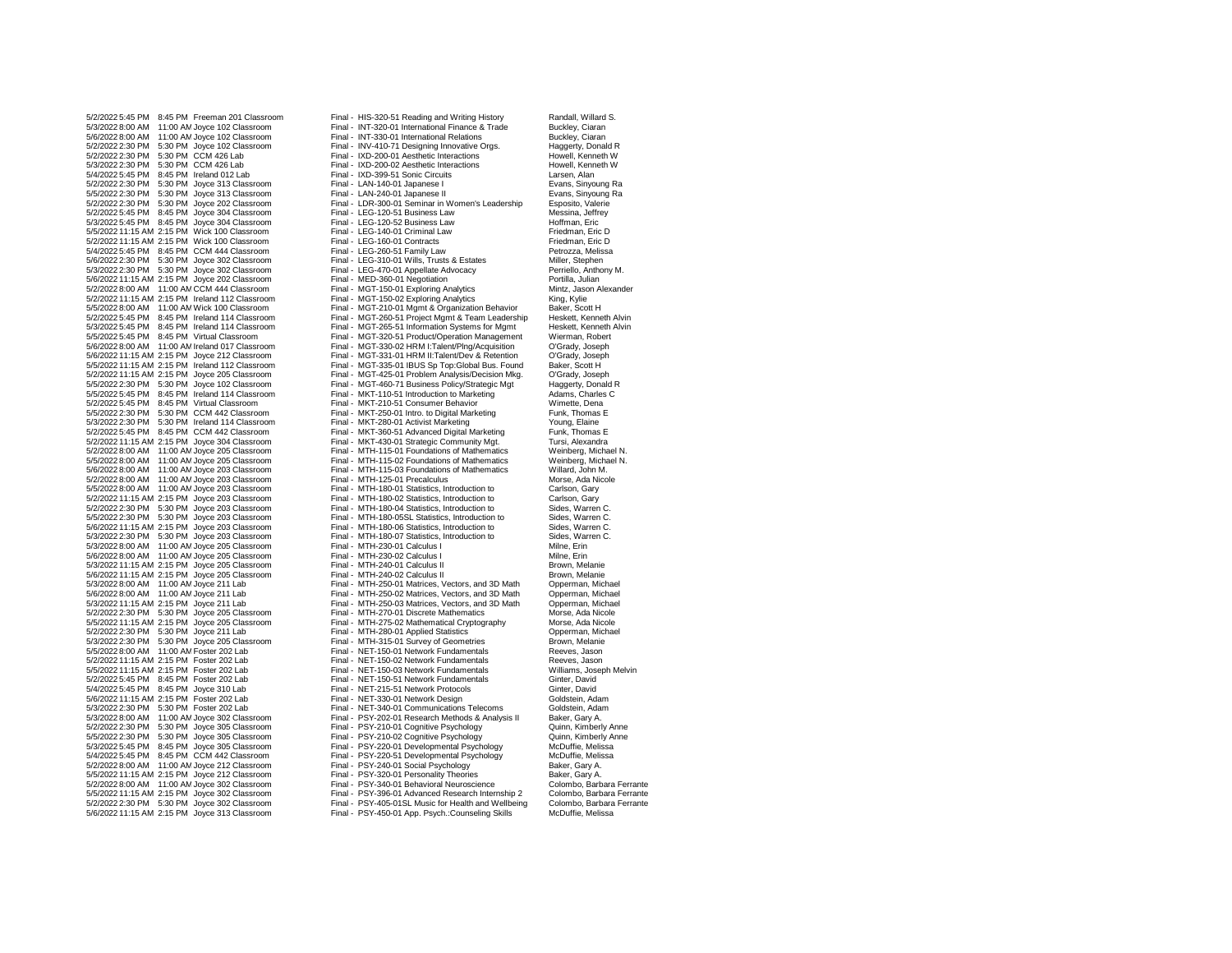| Date | Start | End | Location | Exam | Instructor |
|---|---|---|---|---|---|
| 5/2/2022 | 5:45 PM | 8:45 PM | Freeman 201 Classroom | Final - HIS-320-51 Reading and Writing History | Randall, Willard S. |
| 5/3/2022 | 8:00 AM | 11:00 AM | Joyce 102 Classroom | Final - INT-320-01 International Finance & Trade | Buckley, Ciaran |
| 5/6/2022 | 8:00 AM | 11:00 AM | Joyce 102 Classroom | Final - INT-330-01 International Relations | Buckley, Ciaran |
| 5/2/2022 | 2:30 PM | 5:30 PM | Joyce 102 Classroom | Final - INV-410-71 Designing Innovative Orgs. | Haggerty, Donald R |
| 5/2/2022 | 2:30 PM | 5:30 PM | CCM 426 Lab | Final - IXD-200-01 Aesthetic Interactions | Howell, Kenneth W |
| 5/3/2022 | 2:30 PM | 5:30 PM | CCM 426 Lab | Final - IXD-200-02 Aesthetic Interactions | Howell, Kenneth W |
| 5/4/2022 | 5:45 PM | 8:45 PM | Ireland 012 Lab | Final - IXD-399-51 Sonic Circuits | Larsen, Alan |
| 5/2/2022 | 2:30 PM | 5:30 PM | Joyce 313 Classroom | Final - LAN-140-01 Japanese I | Evans, Sinyoung Ra |
| 5/5/2022 | 2:30 PM | 5:30 PM | Joyce 313 Classroom | Final - LAN-240-01 Japanese II | Evans, Sinyoung Ra |
| 5/2/2022 | 2:30 PM | 5:30 PM | Joyce 202 Classroom | Final - LDR-300-01 Seminar in Women's Leadership | Esposito, Valerie |
| 5/2/2022 | 5:45 PM | 8:45 PM | Joyce 304 Classroom | Final - LEG-120-51 Business Law | Messina, Jeffrey |
| 5/3/2022 | 5:45 PM | 8:45 PM | Joyce 304 Classroom | Final - LEG-120-52 Business Law | Hoffman, Eric |
| 5/5/2022 | 11:15 AM | 2:15 PM | Wick 100 Classroom | Final - LEG-140-01 Criminal Law | Friedman, Eric D |
| 5/2/2022 | 11:15 AM | 2:15 PM | Wick 100 Classroom | Final - LEG-160-01 Contracts | Friedman, Eric D |
| 5/4/2022 | 5:45 PM | 8:45 PM | CCM 444 Classroom | Final - LEG-260-51 Family Law | Petrozza, Melissa |
| 5/6/2022 | 2:30 PM | 5:30 PM | Joyce 302 Classroom | Final - LEG-310-01 Wills, Trusts & Estates | Miller, Stephen |
| 5/3/2022 | 2:30 PM | 5:30 PM | Joyce 302 Classroom | Final - LEG-470-01 Appellate Advocacy | Perriello, Anthony M. |
| 5/6/2022 | 11:15 AM | 2:15 PM | Joyce 202 Classroom | Final - MED-360-01 Negotiation | Portilla, Julian |
| 5/2/2022 | 8:00 AM | 11:00 AM | CCM 444 Classroom | Final - MGT-150-01 Exploring Analytics | Mintz, Jason Alexander |
| 5/2/2022 | 11:15 AM | 2:15 PM | Ireland 112 Classroom | Final - MGT-150-02 Exploring Analytics | King, Kylie |
| 5/5/2022 | 8:00 AM | 11:00 AM | Wick 100 Classroom | Final - MGT-210-01 Mgmt & Organization Behavior | Baker, Scott H |
| 5/2/2022 | 5:45 PM | 8:45 PM | Ireland 114 Classroom | Final - MGT-260-51 Project Mgmt & Team Leadership | Heskett, Kenneth Alvin |
| 5/3/2022 | 5:45 PM | 8:45 PM | Ireland 114 Classroom | Final - MGT-265-51 Information Systems for Mgmt | Heskett, Kenneth Alvin |
| 5/5/2022 | 5:45 PM | 8:45 PM | Virtual Classroom | Final - MGT-320-51 Product/Operation Management | Wierman, Robert |
| 5/6/2022 | 8:00 AM | 11:00 AM | Ireland 017 Classroom | Final - MGT-330-02 HRM I:Talent/Plng/Acquisition | O'Grady, Joseph |
| 5/6/2022 | 11:15 AM | 2:15 PM | Joyce 212 Classroom | Final - MGT-331-01 HRM II:Talent/Dev & Retention | O'Grady, Joseph |
| 5/5/2022 | 11:15 AM | 2:15 PM | Ireland 112 Classroom | Final - MGT-335-01 IBUS Sp Top:Global Bus. Found | Baker, Scott H |
| 5/2/2022 | 11:15 AM | 2:15 PM | Joyce 205 Classroom | Final - MGT-425-01 Problem Analysis/Decision Mkg. | O'Grady, Joseph |
| 5/5/2022 | 2:30 PM | 5:30 PM | Joyce 102 Classroom | Final - MGT-460-71 Business Policy/Strategic Mgt | Haggerty, Donald R |
| 5/5/2022 | 5:45 PM | 8:45 PM | Ireland 114 Classroom | Final - MKT-110-51 Introduction to Marketing | Adams, Charles C |
| 5/2/2022 | 5:45 PM | 8:45 PM | Virtual Classroom | Final - MKT-210-51 Consumer Behavior | Wimette, Dena |
| 5/5/2022 | 2:30 PM | 5:30 PM | CCM 442 Classroom | Final - MKT-250-01 Intro. to Digital Marketing | Funk, Thomas E |
| 5/3/2022 | 2:30 PM | 5:30 PM | Ireland 114 Classroom | Final - MKT-280-01 Activist Marketing | Young, Elaine |
| 5/2/2022 | 5:45 PM | 8:45 PM | CCM 442 Classroom | Final - MKT-360-51 Advanced Digital Marketing | Funk, Thomas E |
| 5/2/2022 | 11:15 AM | 2:15 PM | Joyce 304 Classroom | Final - MKT-430-01 Strategic Community Mgt. | Tursi, Alexandra |
| 5/2/2022 | 8:00 AM | 11:00 AM | Joyce 205 Classroom | Final - MTH-115-01 Foundations of Mathematics | Weinberg, Michael N. |
| 5/5/2022 | 8:00 AM | 11:00 AM | Joyce 205 Classroom | Final - MTH-115-02 Foundations of Mathematics | Weinberg, Michael N. |
| 5/6/2022 | 8:00 AM | 11:00 AM | Joyce 203 Classroom | Final - MTH-115-03 Foundations of Mathematics | Willard, John M. |
| 5/2/2022 | 8:00 AM | 11:00 AM | Joyce 203 Classroom | Final - MTH-125-01 Precalculus | Morse, Ada Nicole |
| 5/5/2022 | 8:00 AM | 11:00 AM | Joyce 203 Classroom | Final - MTH-180-01 Statistics, Introduction to | Carlson, Gary |
| 5/2/2022 | 11:15 AM | 2:15 PM | Joyce 203 Classroom | Final - MTH-180-02 Statistics, Introduction to | Carlson, Gary |
| 5/2/2022 | 2:30 PM | 5:30 PM | Joyce 203 Classroom | Final - MTH-180-04 Statistics, Introduction to | Sides, Warren C. |
| 5/5/2022 | 2:30 PM | 5:30 PM | Joyce 203 Classroom | Final - MTH-180-05SL Statistics, Introduction to | Sides, Warren C. |
| 5/6/2022 | 11:15 AM | 2:15 PM | Joyce 203 Classroom | Final - MTH-180-06 Statistics, Introduction to | Sides, Warren C. |
| 5/3/2022 | 2:30 PM | 5:30 PM | Joyce 203 Classroom | Final - MTH-180-07 Statistics, Introduction to | Sides, Warren C. |
| 5/3/2022 | 8:00 AM | 11:00 AM | Joyce 205 Classroom | Final - MTH-230-01 Calculus I | Milne, Erin |
| 5/6/2022 | 8:00 AM | 11:00 AM | Joyce 205 Classroom | Final - MTH-230-02 Calculus I | Milne, Erin |
| 5/3/2022 | 11:15 AM | 2:15 PM | Joyce 205 Classroom | Final - MTH-240-01 Calculus II | Brown, Melanie |
| 5/6/2022 | 11:15 AM | 2:15 PM | Joyce 205 Classroom | Final - MTH-240-02 Calculus II | Brown, Melanie |
| 5/3/2022 | 8:00 AM | 11:00 AM | Joyce 211 Lab | Final - MTH-250-01 Matrices, Vectors, and 3D Math | Opperman, Michael |
| 5/6/2022 | 8:00 AM | 11:00 AM | Joyce 211 Lab | Final - MTH-250-02 Matrices, Vectors, and 3D Math | Opperman, Michael |
| 5/3/2022 | 11:15 AM | 2:15 PM | Joyce 211 Lab | Final - MTH-250-03 Matrices, Vectors, and 3D Math | Opperman, Michael |
| 5/2/2022 | 2:30 PM | 5:30 PM | Joyce 205 Classroom | Final - MTH-270-01 Discrete Mathematics | Morse, Ada Nicole |
| 5/5/2022 | 11:15 AM | 2:15 PM | Joyce 205 Classroom | Final - MTH-275-02 Mathematical Cryptography | Morse, Ada Nicole |
| 5/2/2022 | 2:30 PM | 5:30 PM | Joyce 211 Lab | Final - MTH-280-01 Applied Statistics | Opperman, Michael |
| 5/3/2022 | 2:30 PM | 5:30 PM | Joyce 205 Classroom | Final - MTH-315-01 Survey of Geometries | Brown, Melanie |
| 5/5/2022 | 8:00 AM | 11:00 AM | Foster 202 Lab | Final - NET-150-01 Network Fundamentals | Reeves, Jason |
| 5/2/2022 | 11:15 AM | 2:15 PM | Foster 202 Lab | Final - NET-150-02 Network Fundamentals | Reeves, Jason |
| 5/5/2022 | 11:15 AM | 2:15 PM | Foster 202 Lab | Final - NET-150-03 Network Fundamentals | Williams, Joseph Melvin |
| 5/2/2022 | 5:45 PM | 8:45 PM | Foster 202 Lab | Final - NET-150-51 Network Fundamentals | Ginter, David |
| 5/4/2022 | 5:45 PM | 8:45 PM | Joyce 310 Lab | Final - NET-215-51 Network Protocols | Ginter, David |
| 5/6/2022 | 11:15 AM | 2:15 PM | Foster 202 Lab | Final - NET-330-01 Network Design | Goldstein, Adam |
| 5/3/2022 | 2:30 PM | 5:30 PM | Foster 202 Lab | Final - NET-340-01 Communications Telecoms | Goldstein, Adam |
| 5/3/2022 | 8:00 AM | 11:00 AM | Joyce 302 Classroom | Final - PSY-202-01 Research Methods & Analysis II | Baker, Gary A. |
| 5/2/2022 | 2:30 PM | 5:30 PM | Joyce 305 Classroom | Final - PSY-210-01 Cognitive Psychology | Quinn, Kimberly Anne |
| 5/5/2022 | 2:30 PM | 5:30 PM | Joyce 305 Classroom | Final - PSY-210-02 Cognitive Psychology | Quinn, Kimberly Anne |
| 5/3/2022 | 5:45 PM | 8:45 PM | Joyce 305 Classroom | Final - PSY-220-01 Developmental Psychology | McDuffie, Melissa |
| 5/4/2022 | 5:45 PM | 8:45 PM | CCM 442 Classroom | Final - PSY-220-51 Developmental Psychology | McDuffie, Melissa |
| 5/2/2022 | 8:00 AM | 11:00 AM | Joyce 212 Classroom | Final - PSY-240-01 Social Psychology | Baker, Gary A. |
| 5/5/2022 | 11:15 AM | 2:15 PM | Joyce 212 Classroom | Final - PSY-320-01 Personality Theories | Baker, Gary A. |
| 5/2/2022 | 8:00 AM | 11:00 AM | Joyce 302 Classroom | Final - PSY-340-01 Behavioral Neuroscience | Colombo, Barbara Ferrante |
| 5/5/2022 | 11:15 AM | 2:15 PM | Joyce 302 Classroom | Final - PSY-396-01 Advanced Research Internship 2 | Colombo, Barbara Ferrante |
| 5/2/2022 | 2:30 PM | 5:30 PM | Joyce 302 Classroom | Final - PSY-405-01SL Music for Health and Wellbeing | Colombo, Barbara Ferrante |
| 5/6/2022 | 11:15 AM | 2:15 PM | Joyce 313 Classroom | Final - PSY-450-01 App. Psych.:Counseling Skills | McDuffie, Melissa |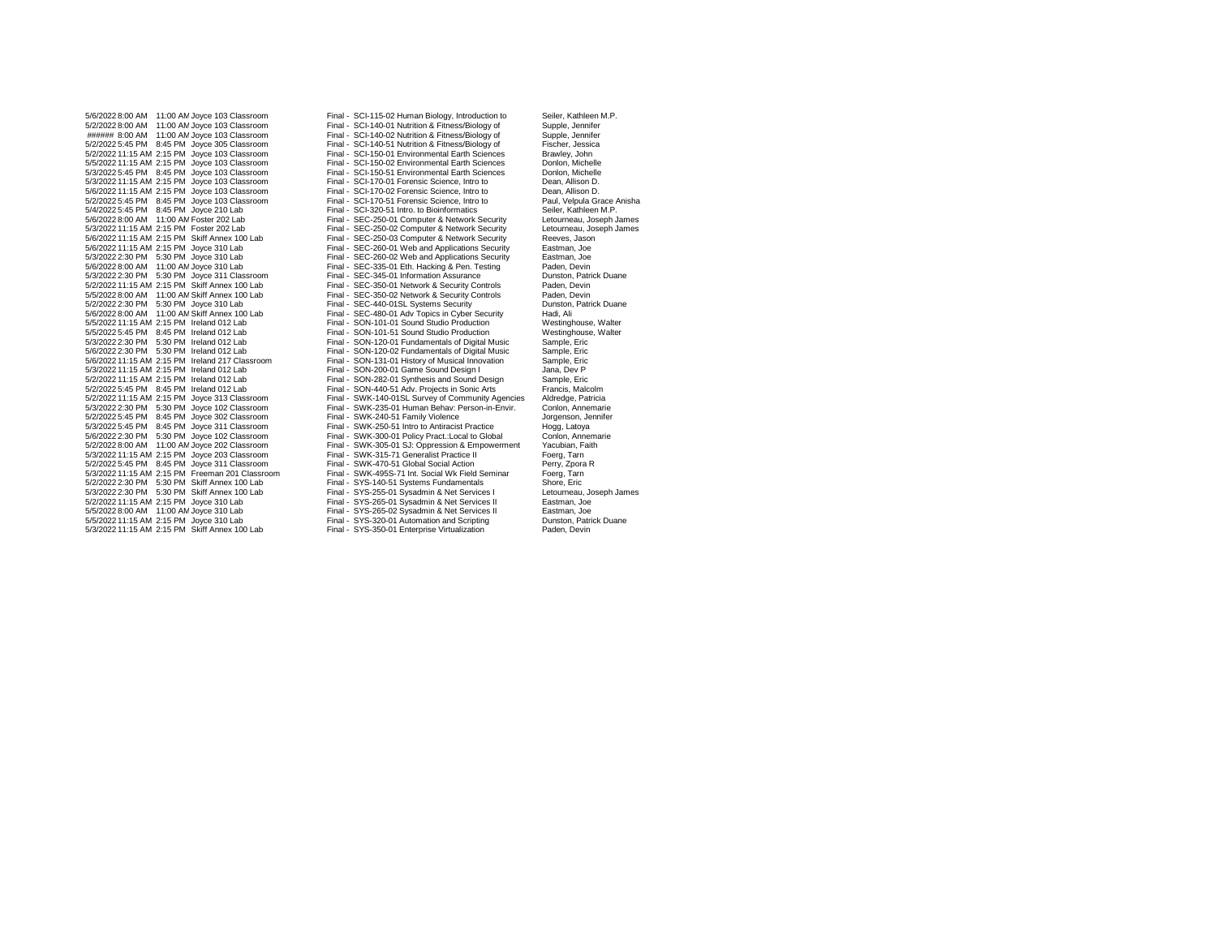| Date | Start | End | Location | Room Type | Exam | Instructor |
|---|---|---|---|---|---|---|
| 5/6/2022 | 8:00 AM | 11:00 AM | Joyce 103 | Classroom | Final - SCI-115-02 Human Biology, Introduction to | Seiler, Kathleen M.P. |
| 5/2/2022 | 8:00 AM | 11:00 AM | Joyce 103 | Classroom | Final - SCI-140-01 Nutrition & Fitness/Biology of | Supple, Jennifer |
| ###### | 8:00 AM | 11:00 AM | Joyce 103 | Classroom | Final - SCI-140-02 Nutrition & Fitness/Biology of | Supple, Jennifer |
| 5/2/2022 | 5:45 PM | 8:45 PM | Joyce 305 | Classroom | Final - SCI-140-51 Nutrition & Fitness/Biology of | Fischer, Jessica |
| 5/2/2022 | 11:15 AM | 2:15 PM | Joyce 103 | Classroom | Final - SCI-150-01 Environmental Earth Sciences | Brawley, John |
| 5/5/2022 | 11:15 AM | 2:15 PM | Joyce 103 | Classroom | Final - SCI-150-02 Environmental Earth Sciences | Donlon, Michelle |
| 5/3/2022 | 5:45 PM | 8:45 PM | Joyce 103 | Classroom | Final - SCI-150-51 Environmental Earth Sciences | Donlon, Michelle |
| 5/3/2022 | 11:15 AM | 2:15 PM | Joyce 103 | Classroom | Final - SCI-170-01 Forensic Science, Intro to | Dean, Allison D. |
| 5/6/2022 | 11:15 AM | 2:15 PM | Joyce 103 | Classroom | Final - SCI-170-02 Forensic Science, Intro to | Dean, Allison D. |
| 5/2/2022 | 5:45 PM | 8:45 PM | Joyce 103 | Classroom | Final - SCI-170-51 Forensic Science, Intro to | Paul, Velpula Grace Anisha |
| 5/4/2022 | 5:45 PM | 8:45 PM | Joyce 210 | Lab | Final - SCI-320-51 Intro. to Bioinformatics | Seiler, Kathleen M.P. |
| 5/6/2022 | 8:00 AM | 11:00 AM | Foster 202 | Lab | Final - SEC-250-01 Computer & Network Security | Letourneau, Joseph James |
| 5/3/2022 | 11:15 AM | 2:15 PM | Foster 202 | Lab | Final - SEC-250-02 Computer & Network Security | Letourneau, Joseph James |
| 5/6/2022 | 11:15 AM | 2:15 PM | Skiff Annex 100 | Lab | Final - SEC-250-03 Computer & Network Security | Reeves, Jason |
| 5/6/2022 | 11:15 AM | 2:15 PM | Joyce 310 | Lab | Final - SEC-260-01 Web and Applications Security | Eastman, Joe |
| 5/3/2022 | 2:30 PM | 5:30 PM | Joyce 310 | Lab | Final - SEC-260-02 Web and Applications Security | Eastman, Joe |
| 5/6/2022 | 8:00 AM | 11:00 AM | Joyce 310 | Lab | Final - SEC-335-01 Eth. Hacking & Pen. Testing | Paden, Devin |
| 5/3/2022 | 2:30 PM | 5:30 PM | Joyce 311 | Classroom | Final - SEC-345-01 Information Assurance | Dunston, Patrick Duane |
| 5/2/2022 | 11:15 AM | 2:15 PM | Skiff Annex 100 | Lab | Final - SEC-350-01 Network & Security Controls | Paden, Devin |
| 5/5/2022 | 8:00 AM | 11:00 AM | Skiff Annex 100 | Lab | Final - SEC-350-02 Network & Security Controls | Paden, Devin |
| 5/2/2022 | 2:30 PM | 5:30 PM | Joyce 310 | Lab | Final - SEC-440-01SL Systems Security | Dunston, Patrick Duane |
| 5/6/2022 | 8:00 AM | 11:00 AM | Skiff Annex 100 | Lab | Final - SEC-480-01 Adv Topics in Cyber Security | Hadi, Ali |
| 5/5/2022 | 11:15 AM | 2:15 PM | Ireland 012 | Lab | Final - SON-101-01 Sound Studio Production | Westinghouse, Walter |
| 5/5/2022 | 5:45 PM | 8:45 PM | Ireland 012 | Lab | Final - SON-101-51 Sound Studio Production | Westinghouse, Walter |
| 5/3/2022 | 2:30 PM | 5:30 PM | Ireland 012 | Lab | Final - SON-120-01 Fundamentals of Digital Music | Sample, Eric |
| 5/6/2022 | 2:30 PM | 5:30 PM | Ireland 012 | Lab | Final - SON-120-02 Fundamentals of Digital Music | Sample, Eric |
| 5/6/2022 | 11:15 AM | 2:15 PM | Ireland 217 | Classroom | Final - SON-131-01 History of Musical Innovation | Sample, Eric |
| 5/3/2022 | 11:15 AM | 2:15 PM | Ireland 012 | Lab | Final - SON-200-01 Game Sound Design I | Jana, Dev P |
| 5/2/2022 | 11:15 AM | 2:15 PM | Ireland 012 | Lab | Final - SON-282-01 Synthesis and Sound Design | Sample, Eric |
| 5/2/2022 | 5:45 PM | 8:45 PM | Ireland 012 | Lab | Final - SON-440-51 Adv. Projects in Sonic Arts | Francis, Malcolm |
| 5/2/2022 | 11:15 AM | 2:15 PM | Joyce 313 | Classroom | Final - SWK-140-01SL Survey of Community Agencies | Aldredge, Patricia |
| 5/3/2022 | 2:30 PM | 5:30 PM | Joyce 102 | Classroom | Final - SWK-235-01 Human Behav: Person-in-Envir. | Conlon, Annemarie |
| 5/2/2022 | 5:45 PM | 8:45 PM | Joyce 302 | Classroom | Final - SWK-240-51 Family Violence | Jorgenson, Jennifer |
| 5/3/2022 | 5:45 PM | 8:45 PM | Joyce 311 | Classroom | Final - SWK-250-51 Intro to Antiracist Practice | Hogg, Latoya |
| 5/6/2022 | 2:30 PM | 5:30 PM | Joyce 102 | Classroom | Final - SWK-300-01 Policy Pract.:Local to Global | Conlon, Annemarie |
| 5/2/2022 | 8:00 AM | 11:00 AM | Joyce 202 | Classroom | Final - SWK-305-01 SJ: Oppression & Empowerment | Yacubian, Faith |
| 5/3/2022 | 11:15 AM | 2:15 PM | Joyce 203 | Classroom | Final - SWK-315-71 Generalist Practice II | Foerg, Tarn |
| 5/2/2022 | 5:45 PM | 8:45 PM | Joyce 311 | Classroom | Final - SWK-470-51 Global Social Action | Perry, Zpora R |
| 5/3/2022 | 11:15 AM | 2:15 PM | Freeman 201 | Classroom | Final - SWK-495S-71 Int. Social Wk Field Seminar | Foerg, Tarn |
| 5/2/2022 | 2:30 PM | 5:30 PM | Skiff Annex 100 | Lab | Final - SYS-140-51 Systems Fundamentals | Shore, Eric |
| 5/3/2022 | 2:30 PM | 5:30 PM | Skiff Annex 100 | Lab | Final - SYS-255-01 Sysadmin & Net Services I | Letourneau, Joseph James |
| 5/2/2022 | 11:15 AM | 2:15 PM | Joyce 310 | Lab | Final - SYS-265-01 Sysadmin & Net Services II | Eastman, Joe |
| 5/5/2022 | 8:00 AM | 11:00 AM | Joyce 310 | Lab | Final - SYS-265-02 Sysadmin & Net Services II | Eastman, Joe |
| 5/5/2022 | 11:15 AM | 2:15 PM | Joyce 310 | Lab | Final - SYS-320-01 Automation and Scripting | Dunston, Patrick Duane |
| 5/3/2022 | 11:15 AM | 2:15 PM | Skiff Annex 100 | Lab | Final - SYS-350-01 Enterprise Virtualization | Paden, Devin |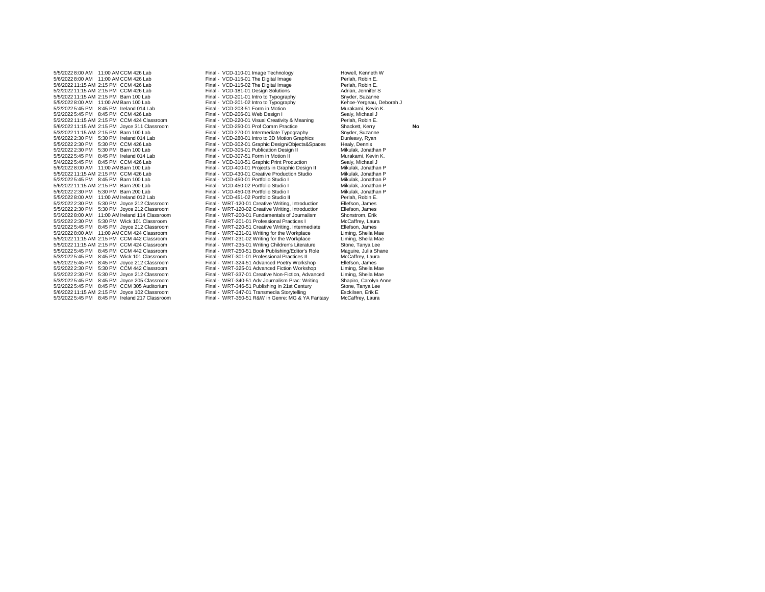| | | | | | | |
|---|---|---|---|---|---|---|
| 5/5/2022 | 8:00 AM | 11:00 AM | CCM 426 Lab | Final - VCD-110-01 Image Technology | Howell, Kenneth W | |
| 5/6/2022 | 8:00 AM | 11:00 AM | CCM 426 Lab | Final - VCD-115-01 The Digital Image | Perlah, Robin E. | |
| 5/6/2022 | 11:15 AM | 2:15 PM | CCM 426 Lab | Final - VCD-115-02 The Digital Image | Perlah, Robin E. | |
| 5/2/2022 | 11:15 AM | 2:15 PM | CCM 426 Lab | Final - VCD-181-01 Design Solutions | Adrian, Jennifer S | |
| 5/5/2022 | 11:15 AM | 2:15 PM | Barn 100 Lab | Final - VCD-201-01 Intro to Typography | Snyder, Suzanne | |
| 5/5/2022 | 8:00 AM | 11:00 AM | Barn 100 Lab | Final - VCD-201-02 Intro to Typography | Kehoe-Yergeau, Deborah J | |
| 5/2/2022 | 5:45 PM | 8:45 PM | Ireland 014 Lab | Final - VCD-203-51 Form in Motion | Murakami, Kevin K. | |
| 5/2/2022 | 5:45 PM | 8:45 PM | CCM 426 Lab | Final - VCD-206-01 Web Design I | Sealy, Michael J | |
| 5/2/2022 | 11:15 AM | 2:15 PM | CCM 424 Classroom | Final - VCD-220-01 Visual Creativity & Meaning | Perlah, Robin E. | |
| 5/6/2022 | 11:15 AM | 2:15 PM | Joyce 311 Classroom | Final - VCD-250-01 Prof Comm Practice | Shackett, Kerry | **No** |
| 5/3/2022 | 11:15 AM | 2:15 PM | Barn 100 Lab | Final - VCD-270-01 Intermediate Typography | Snyder, Suzanne | |
| 5/6/2022 | 2:30 PM | 5:30 PM | Ireland 014 Lab | Final - VCD-280-01 Intro to 3D Motion Graphics | Dunleavy, Ryan | |
| 5/5/2022 | 2:30 PM | 5:30 PM | CCM 426 Lab | Final - VCD-302-01 Graphic Design/Objects&Spaces | Healy, Dennis | |
| 5/2/2022 | 2:30 PM | 5:30 PM | Barn 100 Lab | Final - VCD-305-01 Publication Design II | Mikulak, Jonathan P | |
| 5/5/2022 | 5:45 PM | 8:45 PM | Ireland 014 Lab | Final - VCD-307-51 Form in Motion II | Murakami, Kevin K. | |
| 5/4/2022 | 5:45 PM | 8:45 PM | CCM 426 Lab | Final - VCD-310-51 Graphic Print Production | Sealy, Michael J | |
| 5/6/2022 | 8:00 AM | 11:00 AM | Barn 100 Lab | Final - VCD-400-01 Projects in Graphic Design II | Mikulak, Jonathan P | |
| 5/5/2022 | 11:15 AM | 2:15 PM | CCM 426 Lab | Final - VCD-430-01 Creative Production Studio | Mikulak, Jonathan P | |
| 5/2/2022 | 5:45 PM | 8:45 PM | Barn 100 Lab | Final - VCD-450-01 Portfolio Studio I | Mikulak, Jonathan P | |
| 5/6/2022 | 11:15 AM | 2:15 PM | Barn 200 Lab | Final - VCD-450-02 Portfolio Studio I | Mikulak, Jonathan P | |
| 5/6/2022 | 2:30 PM | 5:30 PM | Barn 200 Lab | Final - VCD-450-03 Portfolio Studio I | Mikulak, Jonathan P | |
| 5/5/2022 | 8:00 AM | 11:00 AM | Ireland 012 Lab | Final - VCD-451-02 Portfolio Studio II | Perlah, Robin E. | |
| 5/2/2022 | 2:30 PM | 5:30 PM | Joyce 212 Classroom | Final - WRT-120-01 Creative Writing, Introduction | Ellefson, James | |
| 5/5/2022 | 2:30 PM | 5:30 PM | Joyce 212 Classroom | Final - WRT-120-02 Creative Writing, Introduction | Ellefson, James | |
| 5/3/2022 | 8:00 AM | 11:00 AM | Ireland 114 Classroom | Final - WRT-200-01 Fundamentals of Journalism | Shonstrom, Erik | |
| 5/3/2022 | 2:30 PM | 5:30 PM | Wick 101 Classroom | Final - WRT-201-01 Professional Practices I | McCaffrey, Laura | |
| 5/2/2022 | 5:45 PM | 8:45 PM | Joyce 212 Classroom | Final - WRT-220-51 Creative Writing, Intermediate | Ellefson, James | |
| 5/2/2022 | 8:00 AM | 11:00 AM | CCM 424 Classroom | Final - WRT-231-01 Writing for the Workplace | Liming, Sheila Mae | |
| 5/5/2022 | 11:15 AM | 2:15 PM | CCM 442 Classroom | Final - WRT-231-02 Writing for the Workplace | Liming, Sheila Mae | |
| 5/5/2022 | 11:15 AM | 2:15 PM | CCM 424 Classroom | Final - WRT-235-01 Writing Children's Literature | Stone, Tanya Lee | |
| 5/5/2022 | 5:45 PM | 8:45 PM | CCM 442 Classroom | Final - WRT-250-51 Book Publishing/Editor's Role | Maguire, Julia Shane | |
| 5/3/2022 | 5:45 PM | 8:45 PM | Wick 101 Classroom | Final - WRT-301-01 Professional Practices II | McCaffrey, Laura | |
| 5/5/2022 | 5:45 PM | 8:45 PM | Joyce 212 Classroom | Final - WRT-324-51 Advanced Poetry Workshop | Ellefson, James | |
| 5/2/2022 | 2:30 PM | 5:30 PM | CCM 442 Classroom | Final - WRT-325-01 Advanced Fiction Workshop | Liming, Sheila Mae | |
| 5/3/2022 | 2:30 PM | 5:30 PM | Joyce 212 Classroom | Final - WRT-337-01 Creative Non-Fiction, Advanced | Liming, Sheila Mae | |
| 5/3/2022 | 5:45 PM | 8:45 PM | Joyce 205 Classroom | Final - WRT-340-51 Adv Journalism Prac: Writing | Shapiro, Carolyn Anne | |
| 5/2/2022 | 5:45 PM | 8:45 PM | CCM 305 Auditorium | Final - WRT-346-51 Publishing in 21st Century | Stone, Tanya Lee | |
| 5/6/2022 | 11:15 AM | 2:15 PM | Joyce 102 Classroom | Final - WRT-347-01 Transmedia Storytelling | Esckilsen, Erik E | |
| 5/3/2022 | 5:45 PM | 8:45 PM | Ireland 217 Classroom | Final - WRT-350-51 R&W in Genre: MG & YA Fantasy | McCaffrey, Laura | |